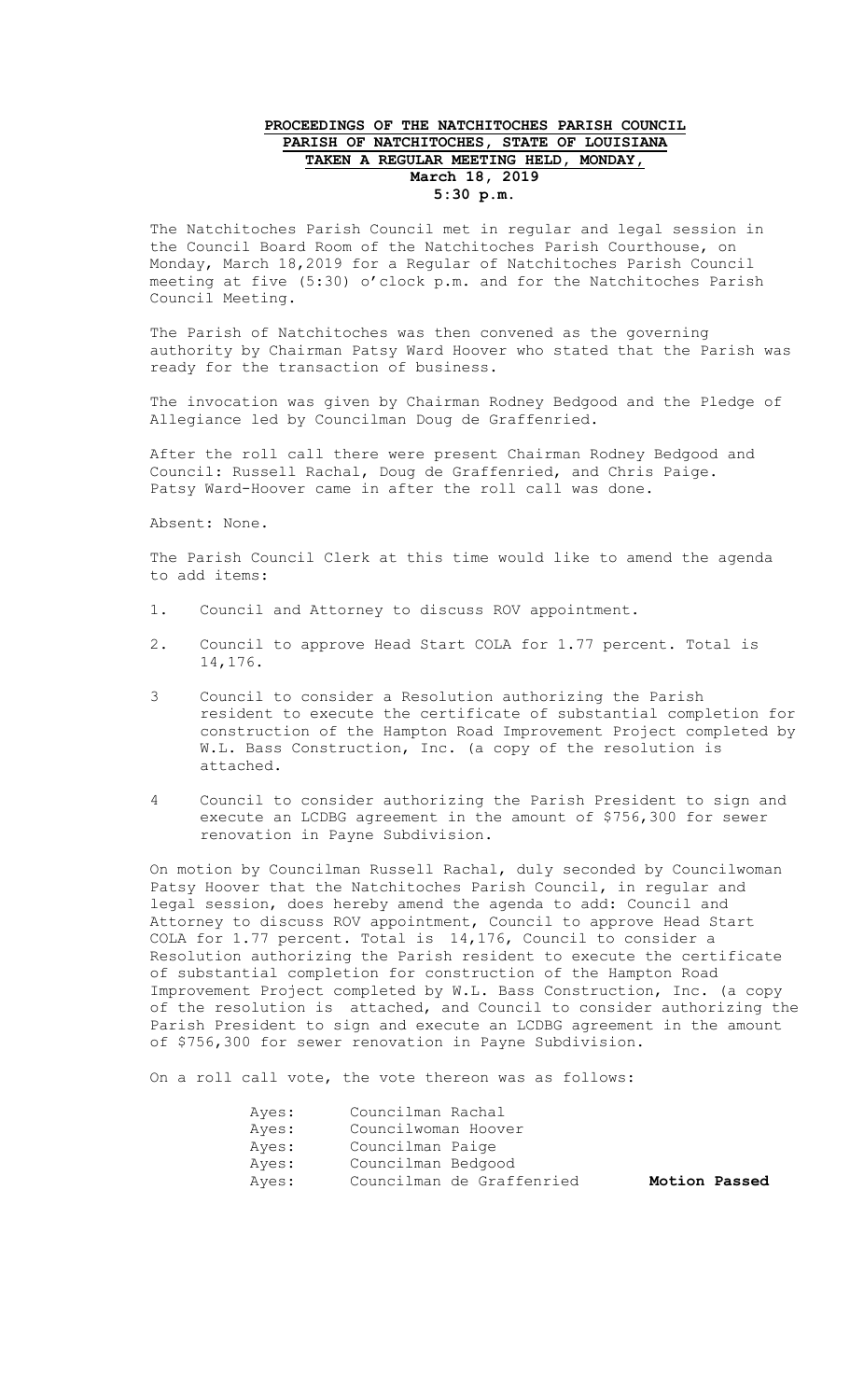**PROCEEDINGS OF THE NATCHITOCHES PARISH COUNCIL**
**PARISH OF NATCHITOCHES, STATE OF LOUISIANA**
**TAKEN A REGULAR MEETING HELD, MONDAY,**
**March 18, 2019**
**5:30 p.m.**

The Natchitoches Parish Council met in regular and legal session in the Council Board Room of the Natchitoches Parish Courthouse, on Monday, March 18,2019 for a Regular of Natchitoches Parish Council meeting at five (5:30) o'clock p.m. and for the Natchitoches Parish Council Meeting.

The Parish of Natchitoches was then convened as the governing authority by Chairman Patsy Ward Hoover who stated that the Parish was ready for the transaction of business.

The invocation was given by Chairman Rodney Bedgood and the Pledge of Allegiance led by Councilman Doug de Graffenried.

After the roll call there were present Chairman Rodney Bedgood and Council: Russell Rachal, Doug de Graffenried, and Chris Paige. Patsy Ward-Hoover came in after the roll call was done.

Absent: None.

The Parish Council Clerk at this time would like to amend the agenda to add items:

1. Council and Attorney to discuss ROV appointment.
2. Council to approve Head Start COLA for 1.77 percent. Total is 14,176.
3. Council to consider a Resolution authorizing the Parish resident to execute the certificate of substantial completion for construction of the Hampton Road Improvement Project completed by W.L. Bass Construction, Inc. (a copy of the resolution is attached.
4. Council to consider authorizing the Parish President to sign and execute an LCDBG agreement in the amount of $756,300 for sewer renovation in Payne Subdivision.

On motion by Councilman Russell Rachal, duly seconded by Councilwoman Patsy Hoover that the Natchitoches Parish Council, in regular and legal session, does hereby amend the agenda to add: Council and Attorney to discuss ROV appointment, Council to approve Head Start COLA for 1.77 percent. Total is 14,176, Council to consider a Resolution authorizing the Parish resident to execute the certificate of substantial completion for construction of the Hampton Road Improvement Project completed by W.L. Bass Construction, Inc. (a copy of the resolution is attached, and Council to consider authorizing the Parish President to sign and execute an LCDBG agreement in the amount of $756,300 for sewer renovation in Payne Subdivision.

On a roll call vote, the vote thereon was as follows:

| | | |
|---|---|---|
| Ayes: | Councilman Rachal | |
| Ayes: | Councilwoman Hoover | |
| Ayes: | Councilman Paige | |
| Ayes: | Councilman Bedgood | |
| Ayes: | Councilman de Graffenried | **Motion Passed** |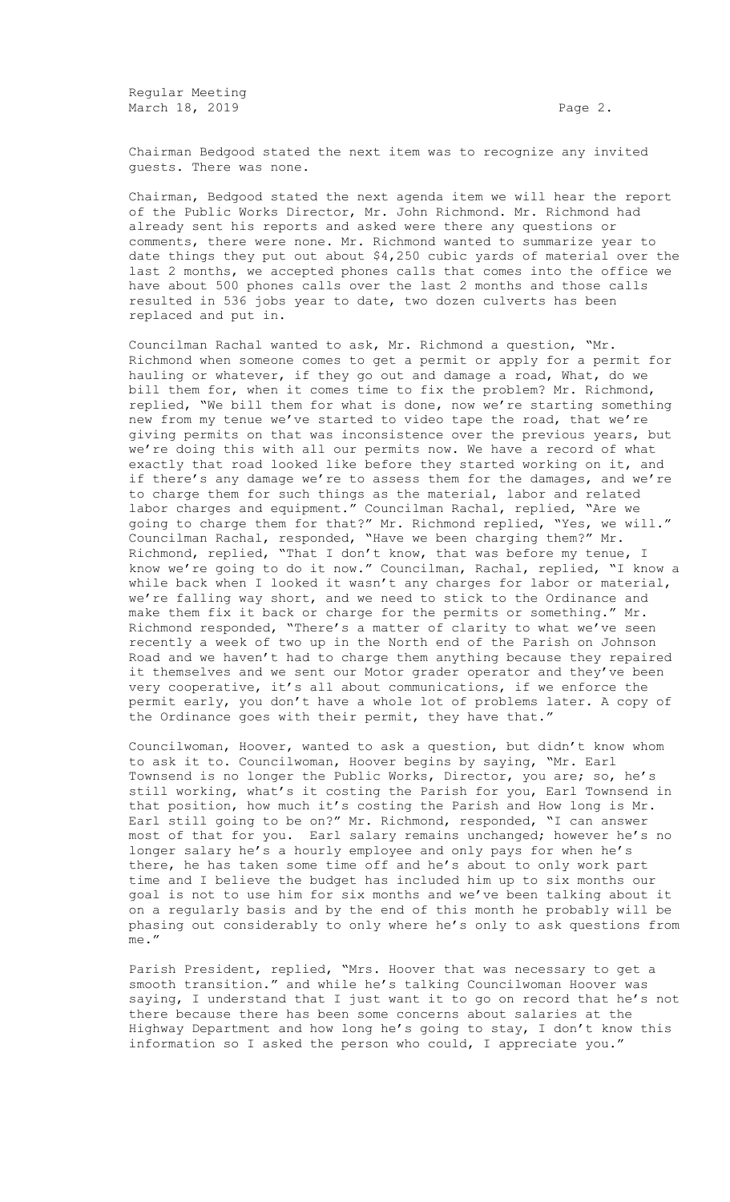Chairman Bedgood stated the next item was to recognize any invited guests. There was none.

Chairman, Bedgood stated the next agenda item we will hear the report of the Public Works Director, Mr. John Richmond. Mr. Richmond had already sent his reports and asked were there any questions or comments, there were none. Mr. Richmond wanted to summarize year to date things they put out about $4,250 cubic yards of material over the last 2 months, we accepted phones calls that comes into the office we have about 500 phones calls over the last 2 months and those calls resulted in 536 jobs year to date, two dozen culverts has been replaced and put in.

Councilman Rachal wanted to ask, Mr. Richmond a question, "Mr. Richmond when someone comes to get a permit or apply for a permit for hauling or whatever, if they go out and damage a road, What, do we bill them for, when it comes time to fix the problem? Mr. Richmond, replied, "We bill them for what is done, now we're starting something new from my tenue we've started to video tape the road, that we're giving permits on that was inconsistence over the previous years, but we're doing this with all our permits now. We have a record of what exactly that road looked like before they started working on it, and if there's any damage we're to assess them for the damages, and we're to charge them for such things as the material, labor and related labor charges and equipment." Councilman Rachal, replied, "Are we going to charge them for that?" Mr. Richmond replied, "Yes, we will." Councilman Rachal, responded, "Have we been charging them?" Mr. Richmond, replied, "That I don't know, that was before my tenue, I know we're going to do it now." Councilman, Rachal, replied, "I know a while back when I looked it wasn't any charges for labor or material, we're falling way short, and we need to stick to the Ordinance and make them fix it back or charge for the permits or something." Mr. Richmond responded, "There's a matter of clarity to what we've seen recently a week of two up in the North end of the Parish on Johnson Road and we haven't had to charge them anything because they repaired it themselves and we sent our Motor grader operator and they've been very cooperative, it's all about communications, if we enforce the permit early, you don't have a whole lot of problems later. A copy of the Ordinance goes with their permit, they have that."

Councilwoman, Hoover, wanted to ask a question, but didn't know whom to ask it to. Councilwoman, Hoover begins by saying, "Mr. Earl Townsend is no longer the Public Works, Director, you are; so, he's still working, what's it costing the Parish for you, Earl Townsend in that position, how much it's costing the Parish and How long is Mr. Earl still going to be on?" Mr. Richmond, responded, "I can answer most of that for you. Earl salary remains unchanged; however he's no longer salary he's a hourly employee and only pays for when he's there, he has taken some time off and he's about to only work part time and I believe the budget has included him up to six months our goal is not to use him for six months and we've been talking about it on a regularly basis and by the end of this month he probably will be phasing out considerably to only where he's only to ask questions from me."

Parish President, replied, "Mrs. Hoover that was necessary to get a smooth transition." and while he's talking Councilwoman Hoover was saying, I understand that I just want it to go on record that he's not there because there has been some concerns about salaries at the Highway Department and how long he's going to stay, I don't know this information so I asked the person who could, I appreciate you."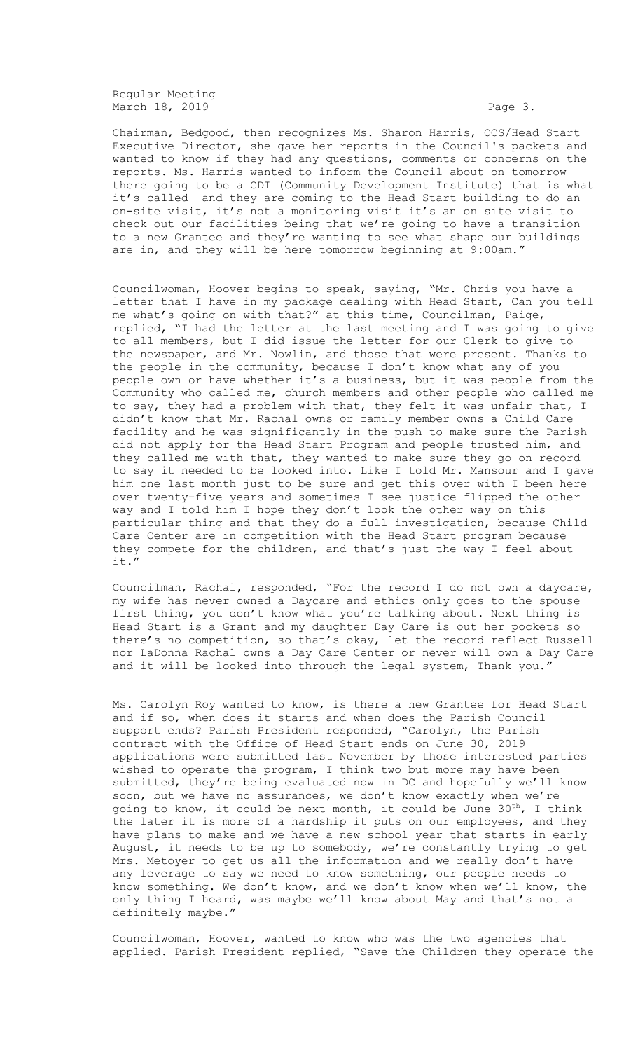Chairman, Bedgood, then recognizes Ms. Sharon Harris, OCS/Head Start Executive Director, she gave her reports in the Council's packets and wanted to know if they had any questions, comments or concerns on the reports. Ms. Harris wanted to inform the Council about on tomorrow there going to be a CDI (Community Development Institute) that is what it's called and they are coming to the Head Start building to do an on-site visit, it's not a monitoring visit it's an on site visit to check out our facilities being that we're going to have a transition to a new Grantee and they're wanting to see what shape our buildings are in, and they will be here tomorrow beginning at 9:00am."

Councilwoman, Hoover begins to speak, saying, "Mr. Chris you have a letter that I have in my package dealing with Head Start, Can you tell me what's going on with that?" at this time, Councilman, Paige, replied, "I had the letter at the last meeting and I was going to give to all members, but I did issue the letter for our Clerk to give to the newspaper, and Mr. Nowlin, and those that were present. Thanks to the people in the community, because I don't know what any of you people own or have whether it's a business, but it was people from the Community who called me, church members and other people who called me to say, they had a problem with that, they felt it was unfair that, I didn't know that Mr. Rachal owns or family member owns a Child Care facility and he was significantly in the push to make sure the Parish did not apply for the Head Start Program and people trusted him, and they called me with that, they wanted to make sure they go on record to say it needed to be looked into. Like I told Mr. Mansour and I gave him one last month just to be sure and get this over with I been here over twenty-five years and sometimes I see justice flipped the other way and I told him I hope they don't look the other way on this particular thing and that they do a full investigation, because Child Care Center are in competition with the Head Start program because they compete for the children, and that's just the way I feel about it."

Councilman, Rachal, responded, "For the record I do not own a daycare, my wife has never owned a Daycare and ethics only goes to the spouse first thing, you don't know what you're talking about. Next thing is Head Start is a Grant and my daughter Day Care is out her pockets so there's no competition, so that's okay, let the record reflect Russell nor LaDonna Rachal owns a Day Care Center or never will own a Day Care and it will be looked into through the legal system, Thank you."

Ms. Carolyn Roy wanted to know, is there a new Grantee for Head Start and if so, when does it starts and when does the Parish Council support ends? Parish President responded, "Carolyn, the Parish contract with the Office of Head Start ends on June 30, 2019 applications were submitted last November by those interested parties wished to operate the program, I think two but more may have been submitted, they're being evaluated now in DC and hopefully we'll know soon, but we have no assurances, we don't know exactly when we're going to know, it could be next month, it could be June 30th, I think the later it is more of a hardship it puts on our employees, and they have plans to make and we have a new school year that starts in early August, it needs to be up to somebody, we're constantly trying to get Mrs. Metoyer to get us all the information and we really don't have any leverage to say we need to know something, our people needs to know something. We don't know, and we don't know when we'll know, the only thing I heard, was maybe we'll know about May and that's not a definitely maybe."

Councilwoman, Hoover, wanted to know who was the two agencies that applied. Parish President replied, "Save the Children they operate the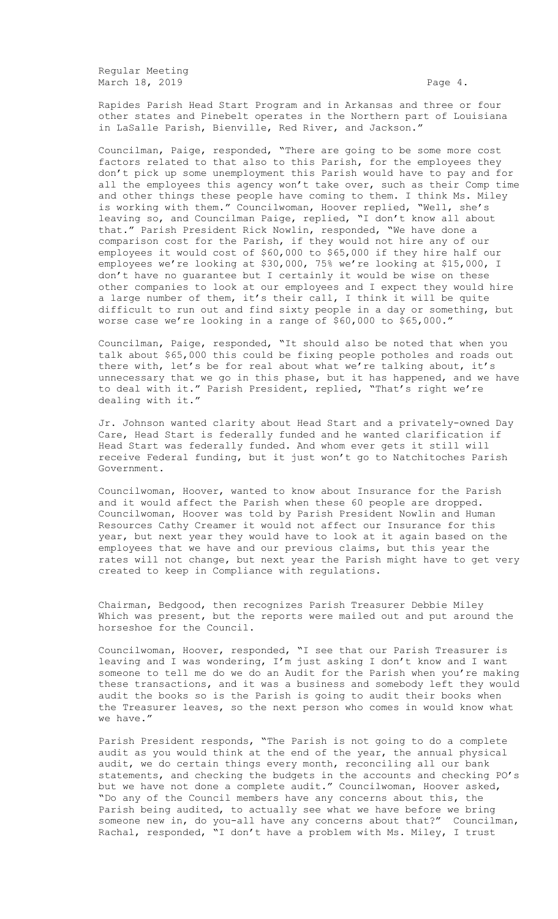Rapides Parish Head Start Program and in Arkansas and three or four other states and Pinebelt operates in the Northern part of Louisiana in LaSalle Parish, Bienville, Red River, and Jackson."

Councilman, Paige, responded, "There are going to be some more cost factors related to that also to this Parish, for the employees they don't pick up some unemployment this Parish would have to pay and for all the employees this agency won't take over, such as their Comp time and other things these people have coming to them. I think Ms. Miley is working with them." Councilwoman, Hoover replied, "Well, she's leaving so, and Councilman Paige, replied, "I don't know all about that." Parish President Rick Nowlin, responded, "We have done a comparison cost for the Parish, if they would not hire any of our employees it would cost of $60,000 to $65,000 if they hire half our employees we're looking at $30,000, 75% we're looking at $15,000, I don't have no guarantee but I certainly it would be wise on these other companies to look at our employees and I expect they would hire a large number of them, it's their call, I think it will be quite difficult to run out and find sixty people in a day or something, but worse case we're looking in a range of $60,000 to $65,000."

Councilman, Paige, responded, "It should also be noted that when you talk about $65,000 this could be fixing people potholes and roads out there with, let's be for real about what we're talking about, it's unnecessary that we go in this phase, but it has happened, and we have to deal with it." Parish President, replied, "That's right we're dealing with it."

Jr. Johnson wanted clarity about Head Start and a privately-owned Day Care, Head Start is federally funded and he wanted clarification if Head Start was federally funded. And whom ever gets it still will receive Federal funding, but it just won't go to Natchitoches Parish Government.

Councilwoman, Hoover, wanted to know about Insurance for the Parish and it would affect the Parish when these 60 people are dropped. Councilwoman, Hoover was told by Parish President Nowlin and Human Resources Cathy Creamer it would not affect our Insurance for this year, but next year they would have to look at it again based on the employees that we have and our previous claims, but this year the rates will not change, but next year the Parish might have to get very created to keep in Compliance with regulations.

Chairman, Bedgood, then recognizes Parish Treasurer Debbie Miley Which was present, but the reports were mailed out and put around the horseshoe for the Council.

Councilwoman, Hoover, responded, "I see that our Parish Treasurer is leaving and I was wondering, I'm just asking I don't know and I want someone to tell me do we do an Audit for the Parish when you're making these transactions, and it was a business and somebody left they would audit the books so is the Parish is going to audit their books when the Treasurer leaves, so the next person who comes in would know what we have."

Parish President responds, "The Parish is not going to do a complete audit as you would think at the end of the year, the annual physical audit, we do certain things every month, reconciling all our bank statements, and checking the budgets in the accounts and checking PO's but we have not done a complete audit." Councilwoman, Hoover asked, "Do any of the Council members have any concerns about this, the Parish being audited, to actually see what we have before we bring someone new in, do you-all have any concerns about that?" Councilman, Rachal, responded, "I don't have a problem with Ms. Miley, I trust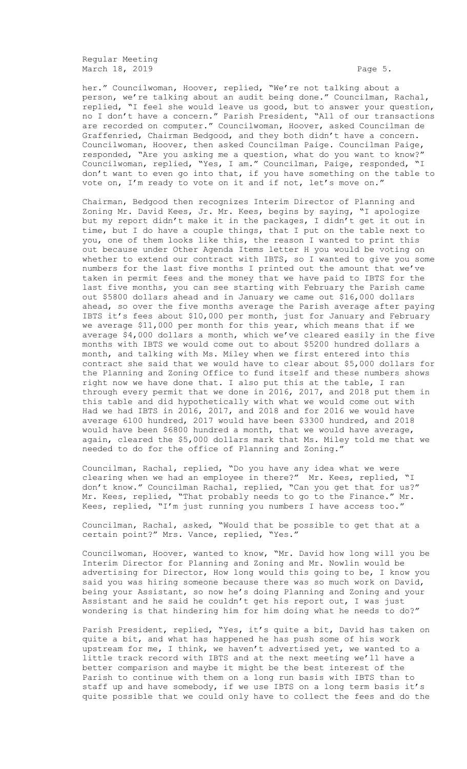her." Councilwoman, Hoover, replied, "We're not talking about a person, we're talking about an audit being done." Councilman, Rachal, replied, "I feel she would leave us good, but to answer your question, no I don't have a concern." Parish President, "All of our transactions are recorded on computer." Councilwoman, Hoover, asked Councilman de Graffenried, Chairman Bedgood, and they both didn't have a concern. Councilwoman, Hoover, then asked Councilman Paige. Councilman Paige, responded, "Are you asking me a question, what do you want to know?" Councilwoman, replied, "Yes, I am." Councilman, Paige, responded, "I don't want to even go into that, if you have something on the table to vote on, I'm ready to vote on it and if not, let's move on."

Chairman, Bedgood then recognizes Interim Director of Planning and Zoning Mr. David Kees, Jr. Mr. Kees, begins by saying, "I apologize but my report didn't make it in the packages, I didn't get it out in time, but I do have a couple things, that I put on the table next to you, one of them looks like this, the reason I wanted to print this out because under Other Agenda Items letter H you would be voting on whether to extend our contract with IBTS, so I wanted to give you some numbers for the last five months I printed out the amount that we've taken in permit fees and the money that we have paid to IBTS for the last five months, you can see starting with February the Parish came out $5800 dollars ahead and in January we came out $16,000 dollars ahead, so over the five months average the Parish average after paying IBTS it's fees about $10,000 per month, just for January and February we average $11,000 per month for this year, which means that if we average $4,000 dollars a month, which we've cleared easily in the five months with IBTS we would come out to about $5200 hundred dollars a month, and talking with Ms. Miley when we first entered into this contract she said that we would have to clear about $5,000 dollars for the Planning and Zoning Office to fund itself and these numbers shows right now we have done that. I also put this at the table, I ran through every permit that we done in 2016, 2017, and 2018 put them in this table and did hypothetically with what we would come out with Had we had IBTS in 2016, 2017, and 2018 and for 2016 we would have average 6100 hundred, 2017 would have been $3300 hundred, and 2018 would have been $6800 hundred a month, that we would have average, again, cleared the $5,000 dollars mark that Ms. Miley told me that we needed to do for the office of Planning and Zoning."

Councilman, Rachal, replied, "Do you have any idea what we were clearing when we had an employee in there?" Mr. Kees, replied, "I don't know." Councilman Rachal, replied, "Can you get that for us?" Mr. Kees, replied, "That probably needs to go to the Finance." Mr. Kees, replied, "I'm just running you numbers I have access too."

Councilman, Rachal, asked, "Would that be possible to get that at a certain point?" Mrs. Vance, replied, "Yes."

Councilwoman, Hoover, wanted to know, "Mr. David how long will you be Interim Director for Planning and Zoning and Mr. Nowlin would be advertising for Director, How long would this going to be, I know you said you was hiring someone because there was so much work on David, being your Assistant, so now he's doing Planning and Zoning and your Assistant and he said he couldn't get his report out, I was just wondering is that hindering him for him doing what he needs to do?"

Parish President, replied, "Yes, it's quite a bit, David has taken on quite a bit, and what has happened he has push some of his work upstream for me, I think, we haven't advertised yet, we wanted to a little track record with IBTS and at the next meeting we'll have a better comparison and maybe it might be the best interest of the Parish to continue with them on a long run basis with IBTS than to staff up and have somebody, if we use IBTS on a long term basis it's quite possible that we could only have to collect the fees and do the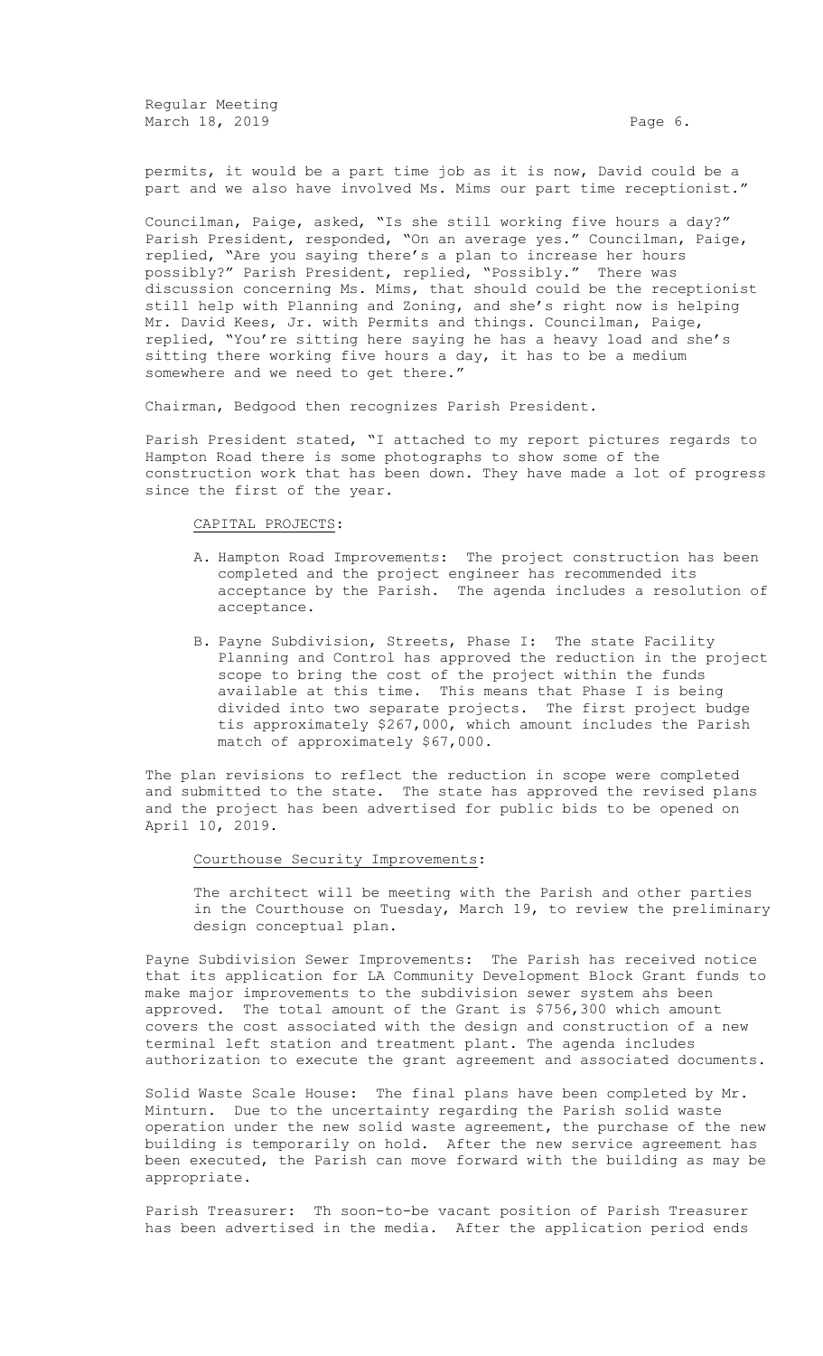permits, it would be a part time job as it is now, David could be a part and we also have involved Ms. Mims our part time receptionist."

Councilman, Paige, asked, "Is she still working five hours a day?" Parish President, responded, "On an average yes." Councilman, Paige, replied, "Are you saying there's a plan to increase her hours possibly?" Parish President, replied, "Possibly." There was discussion concerning Ms. Mims, that should could be the receptionist still help with Planning and Zoning, and she's right now is helping Mr. David Kees, Jr. with Permits and things. Councilman, Paige, replied, "You're sitting here saying he has a heavy load and she's sitting there working five hours a day, it has to be a medium somewhere and we need to get there."

Chairman, Bedgood then recognizes Parish President.

Parish President stated, "I attached to my report pictures regards to Hampton Road there is some photographs to show some of the construction work that has been down. They have made a lot of progress since the first of the year.

CAPITAL PROJECTS:

A. Hampton Road Improvements: The project construction has been completed and the project engineer has recommended its acceptance by the Parish. The agenda includes a resolution of acceptance.

B. Payne Subdivision, Streets, Phase I: The state Facility Planning and Control has approved the reduction in the project scope to bring the cost of the project within the funds available at this time. This means that Phase I is being divided into two separate projects. The first project budge tis approximately $267,000, which amount includes the Parish match of approximately $67,000.

The plan revisions to reflect the reduction in scope were completed and submitted to the state. The state has approved the revised plans and the project has been advertised for public bids to be opened on April 10, 2019.

Courthouse Security Improvements:

The architect will be meeting with the Parish and other parties in the Courthouse on Tuesday, March 19, to review the preliminary design conceptual plan.

Payne Subdivision Sewer Improvements: The Parish has received notice that its application for LA Community Development Block Grant funds to make major improvements to the subdivision sewer system ahs been approved. The total amount of the Grant is $756,300 which amount covers the cost associated with the design and construction of a new terminal left station and treatment plant. The agenda includes authorization to execute the grant agreement and associated documents.

Solid Waste Scale House: The final plans have been completed by Mr. Minturn. Due to the uncertainty regarding the Parish solid waste operation under the new solid waste agreement, the purchase of the new building is temporarily on hold. After the new service agreement has been executed, the Parish can move forward with the building as may be appropriate.

Parish Treasurer: Th soon-to-be vacant position of Parish Treasurer has been advertised in the media. After the application period ends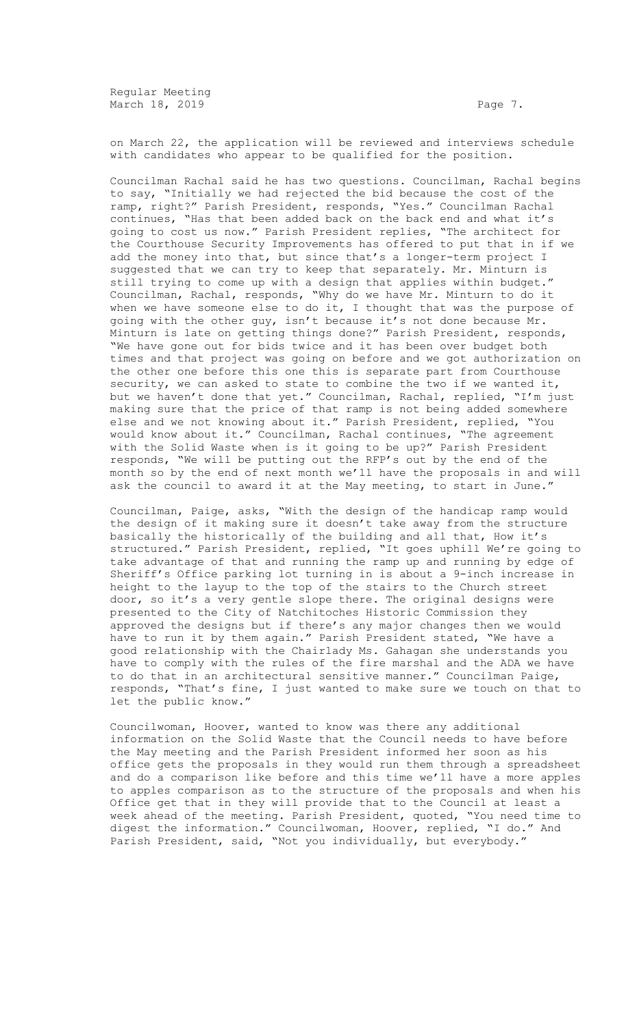on March 22, the application will be reviewed and interviews schedule with candidates who appear to be qualified for the position.

Councilman Rachal said he has two questions. Councilman, Rachal begins to say, "Initially we had rejected the bid because the cost of the ramp, right?" Parish President, responds, "Yes." Councilman Rachal continues, "Has that been added back on the back end and what it's going to cost us now." Parish President replies, "The architect for the Courthouse Security Improvements has offered to put that in if we add the money into that, but since that's a longer-term project I suggested that we can try to keep that separately. Mr. Minturn is still trying to come up with a design that applies within budget." Councilman, Rachal, responds, "Why do we have Mr. Minturn to do it when we have someone else to do it, I thought that was the purpose of going with the other guy, isn't because it's not done because Mr. Minturn is late on getting things done?" Parish President, responds, "We have gone out for bids twice and it has been over budget both times and that project was going on before and we got authorization on the other one before this one this is separate part from Courthouse security, we can asked to state to combine the two if we wanted it, but we haven't done that yet." Councilman, Rachal, replied, "I'm just making sure that the price of that ramp is not being added somewhere else and we not knowing about it." Parish President, replied, "You would know about it." Councilman, Rachal continues, "The agreement with the Solid Waste when is it going to be up?" Parish President responds, "We will be putting out the RFP's out by the end of the month so by the end of next month we'll have the proposals in and will ask the council to award it at the May meeting, to start in June."

Councilman, Paige, asks, "With the design of the handicap ramp would the design of it making sure it doesn't take away from the structure basically the historically of the building and all that, How it's structured." Parish President, replied, "It goes uphill We're going to take advantage of that and running the ramp up and running by edge of Sheriff's Office parking lot turning in is about a 9-inch increase in height to the layup to the top of the stairs to the Church street door, so it's a very gentle slope there. The original designs were presented to the City of Natchitoches Historic Commission they approved the designs but if there's any major changes then we would have to run it by them again." Parish President stated, "We have a good relationship with the Chairlady Ms. Gahagan she understands you have to comply with the rules of the fire marshal and the ADA we have to do that in an architectural sensitive manner." Councilman Paige, responds, "That's fine, I just wanted to make sure we touch on that to let the public know."

Councilwoman, Hoover, wanted to know was there any additional information on the Solid Waste that the Council needs to have before the May meeting and the Parish President informed her soon as his office gets the proposals in they would run them through a spreadsheet and do a comparison like before and this time we'll have a more apples to apples comparison as to the structure of the proposals and when his Office get that in they will provide that to the Council at least a week ahead of the meeting. Parish President, quoted, "You need time to digest the information." Councilwoman, Hoover, replied, "I do." And Parish President, said, "Not you individually, but everybody."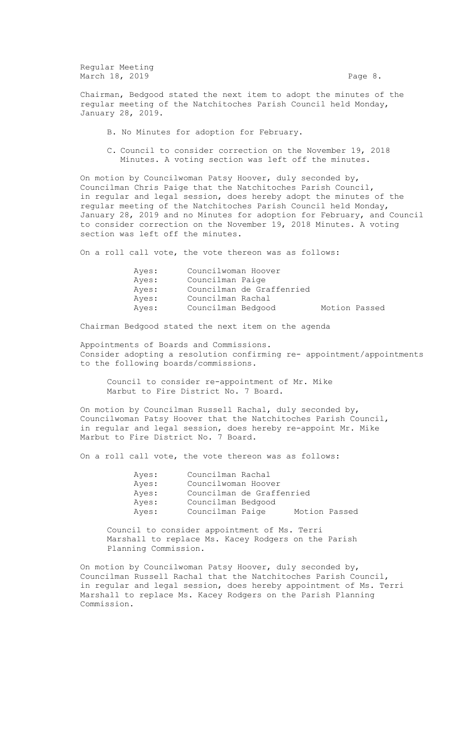Chairman, Bedgood stated the next item to adopt the minutes of the regular meeting of the Natchitoches Parish Council held Monday, January 28, 2019.

B. No Minutes for adoption for February.

C. Council to consider correction on the November 19, 2018 Minutes. A voting section was left off the minutes.

On motion by Councilwoman Patsy Hoover, duly seconded by, Councilman Chris Paige that the Natchitoches Parish Council, in regular and legal session, does hereby adopt the minutes of the regular meeting of the Natchitoches Parish Council held Monday, January 28, 2019 and no Minutes for adoption for February, and Council to consider correction on the November 19, 2018 Minutes. A voting section was left off the minutes.

On a roll call vote, the vote thereon was as follows:

Ayes: Councilwoman Hoover
Ayes: Councilman Paige
Ayes: Councilman de Graffenried
Ayes: Councilman Rachal
Ayes: Councilman Bedgood Motion Passed

Chairman Bedgood stated the next item on the agenda

Appointments of Boards and Commissions.
Consider adopting a resolution confirming re- appointment/appointments to the following boards/commissions.

Council to consider re-appointment of Mr. Mike Marbut to Fire District No. 7 Board.

On motion by Councilman Russell Rachal, duly seconded by, Councilwoman Patsy Hoover that the Natchitoches Parish Council, in regular and legal session, does hereby re-appoint Mr. Mike Marbut to Fire District No. 7 Board.

On a roll call vote, the vote thereon was as follows:

Ayes: Councilman Rachal
Ayes: Councilwoman Hoover
Ayes: Councilman de Graffenried
Ayes: Councilman Bedgood
Ayes: Councilman Paige Motion Passed

Council to consider appointment of Ms. Terri Marshall to replace Ms. Kacey Rodgers on the Parish Planning Commission.

On motion by Councilwoman Patsy Hoover, duly seconded by, Councilman Russell Rachal that the Natchitoches Parish Council, in regular and legal session, does hereby appointment of Ms. Terri Marshall to replace Ms. Kacey Rodgers on the Parish Planning Commission.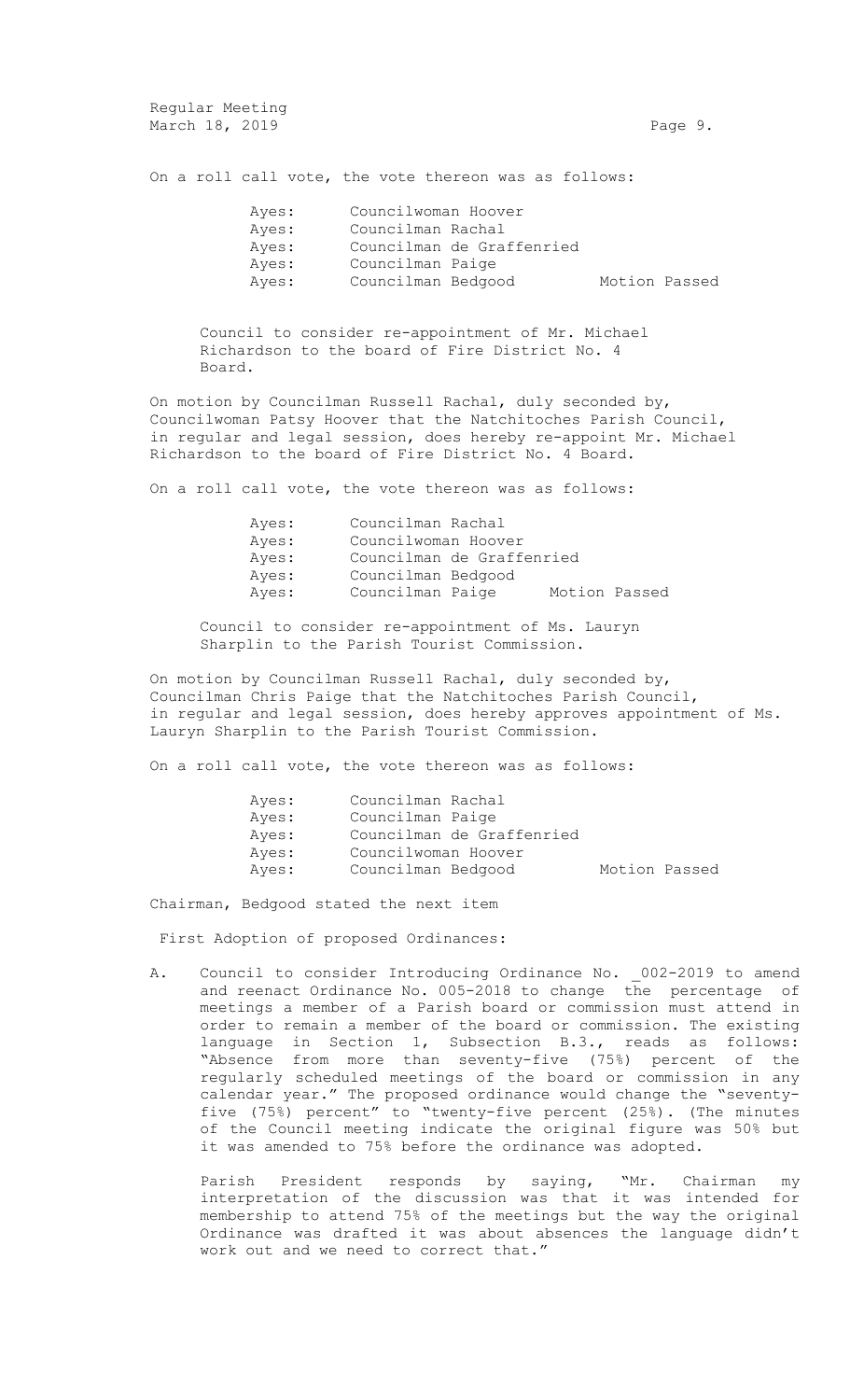On a roll call vote, the vote thereon was as follows:

| | | |
|---|---|---|
| Ayes: | Councilwoman Hoover | |
| Ayes: | Councilman Rachal | |
| Ayes: | Councilman de Graffenried | |
| Ayes: | Councilman Paige | |
| Ayes: | Councilman Bedgood | Motion Passed |

Council to consider re-appointment of Mr. Michael Richardson to the board of Fire District No. 4 Board.

On motion by Councilman Russell Rachal, duly seconded by, Councilwoman Patsy Hoover that the Natchitoches Parish Council, in regular and legal session, does hereby re-appoint Mr. Michael Richardson to the board of Fire District No. 4 Board.

On a roll call vote, the vote thereon was as follows:

| | | |
|---|---|---|
| Ayes: | Councilman Rachal | |
| Ayes: | Councilwoman Hoover | |
| Ayes: | Councilman de Graffenried | |
| Ayes: | Councilman Bedgood | |
| Ayes: | Councilman Paige | Motion Passed |

Council to consider re-appointment of Ms. Lauryn Sharplin to the Parish Tourist Commission.

On motion by Councilman Russell Rachal, duly seconded by, Councilman Chris Paige that the Natchitoches Parish Council, in regular and legal session, does hereby approves appointment of Ms. Lauryn Sharplin to the Parish Tourist Commission.

On a roll call vote, the vote thereon was as follows:

| | | |
|---|---|---|
| Ayes: | Councilman Rachal | |
| Ayes: | Councilman Paige | |
| Ayes: | Councilman de Graffenried | |
| Ayes: | Councilwoman Hoover | |
| Ayes: | Councilman Bedgood | Motion Passed |

Chairman, Bedgood stated the next item

First Adoption of proposed Ordinances:

A. Council to consider Introducing Ordinance No. _002-2019 to amend and reenact Ordinance No. 005-2018 to change the percentage of meetings a member of a Parish board or commission must attend in order to remain a member of the board or commission. The existing language in Section 1, Subsection B.3., reads as follows: "Absence from more than seventy-five (75%) percent of the regularly scheduled meetings of the board or commission in any calendar year." The proposed ordinance would change the "seventy-five (75%) percent" to "twenty-five percent (25%). (The minutes of the Council meeting indicate the original figure was 50% but it was amended to 75% before the ordinance was adopted.

Parish President responds by saying, "Mr. Chairman my interpretation of the discussion was that it was intended for membership to attend 75% of the meetings but the way the original Ordinance was drafted it was about absences the language didn't work out and we need to correct that."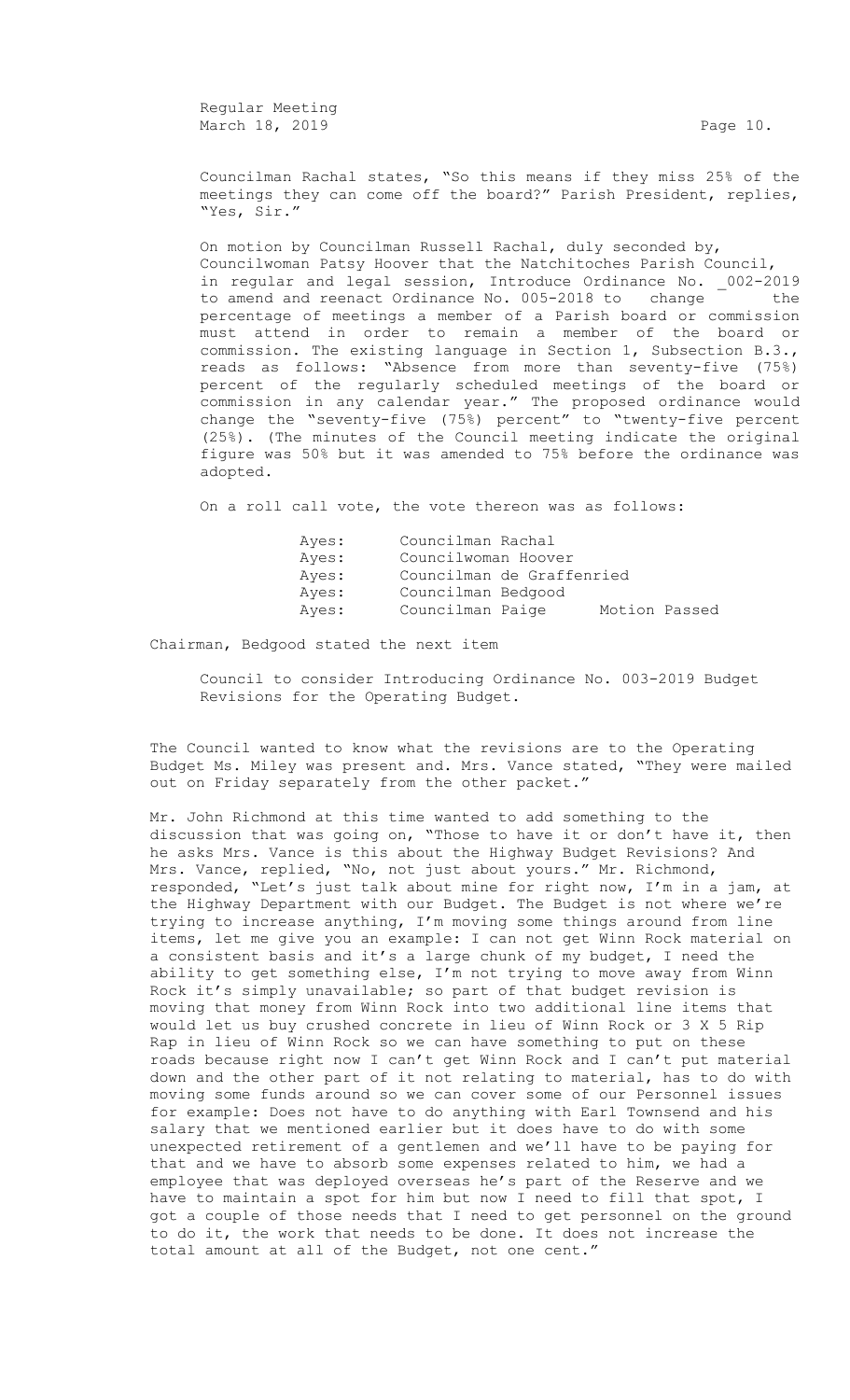Councilman Rachal states, "So this means if they miss 25% of the meetings they can come off the board?" Parish President, replies, "Yes, Sir."

On motion by Councilman Russell Rachal, duly seconded by, Councilwoman Patsy Hoover that the Natchitoches Parish Council, in regular and legal session, Introduce Ordinance No. _002-2019 to amend and reenact Ordinance No. 005-2018 to change the percentage of meetings a member of a Parish board or commission must attend in order to remain a member of the board or commission. The existing language in Section 1, Subsection B.3., reads as follows: "Absence from more than seventy-five (75%) percent of the regularly scheduled meetings of the board or commission in any calendar year." The proposed ordinance would change the "seventy-five (75%) percent" to "twenty-five percent (25%). (The minutes of the Council meeting indicate the original figure was 50% but it was amended to 75% before the ordinance was adopted.

On a roll call vote, the vote thereon was as follows:

| | | |
|---|---|---|
| Ayes: | Councilman Rachal | |
| Ayes: | Councilwoman Hoover | |
| Ayes: | Councilman de Graffenried | |
| Ayes: | Councilman Bedgood | |
| Ayes: | Councilman Paige | Motion Passed |

Chairman, Bedgood stated the next item

Council to consider Introducing Ordinance No. 003-2019 Budget Revisions for the Operating Budget.

The Council wanted to know what the revisions are to the Operating Budget Ms. Miley was present and. Mrs. Vance stated, "They were mailed out on Friday separately from the other packet."

Mr. John Richmond at this time wanted to add something to the discussion that was going on, "Those to have it or don't have it, then he asks Mrs. Vance is this about the Highway Budget Revisions? And Mrs. Vance, replied, "No, not just about yours." Mr. Richmond, responded, "Let's just talk about mine for right now, I'm in a jam, at the Highway Department with our Budget. The Budget is not where we're trying to increase anything, I'm moving some things around from line items, let me give you an example: I can not get Winn Rock material on a consistent basis and it's a large chunk of my budget, I need the ability to get something else, I'm not trying to move away from Winn Rock it's simply unavailable; so part of that budget revision is moving that money from Winn Rock into two additional line items that would let us buy crushed concrete in lieu of Winn Rock or 3 X 5 Rip Rap in lieu of Winn Rock so we can have something to put on these roads because right now I can't get Winn Rock and I can't put material down and the other part of it not relating to material, has to do with moving some funds around so we can cover some of our Personnel issues for example: Does not have to do anything with Earl Townsend and his salary that we mentioned earlier but it does have to do with some unexpected retirement of a gentlemen and we'll have to be paying for that and we have to absorb some expenses related to him, we had a employee that was deployed overseas he's part of the Reserve and we have to maintain a spot for him but now I need to fill that spot, I got a couple of those needs that I need to get personnel on the ground to do it, the work that needs to be done. It does not increase the total amount at all of the Budget, not one cent."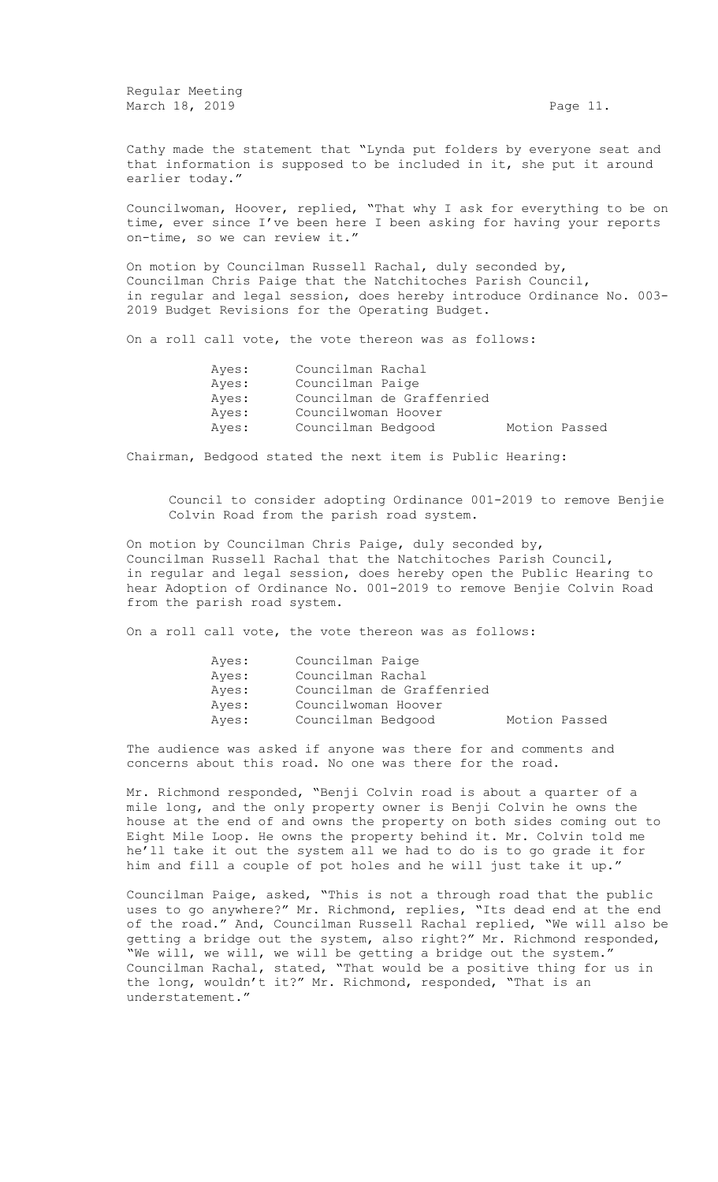Cathy made the statement that "Lynda put folders by everyone seat and that information is supposed to be included in it, she put it around earlier today."

Councilwoman, Hoover, replied, "That why I ask for everything to be on time, ever since I've been here I been asking for having your reports on-time, so we can review it."

On motion by Councilman Russell Rachal, duly seconded by, Councilman Chris Paige that the Natchitoches Parish Council, in regular and legal session, does hereby introduce Ordinance No. 003-2019 Budget Revisions for the Operating Budget.

On a roll call vote, the vote thereon was as follows:

| | | |
|---|---|---|
| Ayes: | Councilman Rachal | |
| Ayes: | Councilman Paige | |
| Ayes: | Councilman de Graffenried | |
| Ayes: | Councilwoman Hoover | |
| Ayes: | Councilman Bedgood | Motion Passed |

Chairman, Bedgood stated the next item is Public Hearing:

> Council to consider adopting Ordinance 001-2019 to remove Benjie Colvin Road from the parish road system.

On motion by Councilman Chris Paige, duly seconded by, Councilman Russell Rachal that the Natchitoches Parish Council, in regular and legal session, does hereby open the Public Hearing to hear Adoption of Ordinance No. 001-2019 to remove Benjie Colvin Road from the parish road system.

On a roll call vote, the vote thereon was as follows:

| | | |
|---|---|---|
| Ayes: | Councilman Paige | |
| Ayes: | Councilman Rachal | |
| Ayes: | Councilman de Graffenried | |
| Ayes: | Councilwoman Hoover | |
| Ayes: | Councilman Bedgood | Motion Passed |

The audience was asked if anyone was there for and comments and concerns about this road. No one was there for the road.

Mr. Richmond responded, "Benji Colvin road is about a quarter of a mile long, and the only property owner is Benji Colvin he owns the house at the end of and owns the property on both sides coming out to Eight Mile Loop. He owns the property behind it. Mr. Colvin told me he'll take it out the system all we had to do is to go grade it for him and fill a couple of pot holes and he will just take it up."

Councilman Paige, asked, "This is not a through road that the public uses to go anywhere?" Mr. Richmond, replies, "Its dead end at the end of the road." And, Councilman Russell Rachal replied, "We will also be getting a bridge out the system, also right?" Mr. Richmond responded, "We will, we will, we will be getting a bridge out the system." Councilman Rachal, stated, "That would be a positive thing for us in the long, wouldn't it?" Mr. Richmond, responded, "That is an understatement."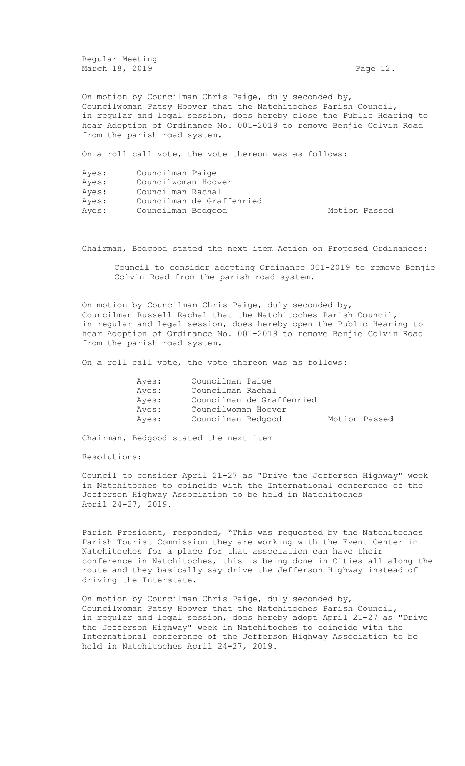On motion by Councilman Chris Paige, duly seconded by, Councilwoman Patsy Hoover that the Natchitoches Parish Council, in regular and legal session, does hereby close the Public Hearing to hear Adoption of Ordinance No. 001-2019 to remove Benjie Colvin Road from the parish road system.

On a roll call vote, the vote thereon was as follows:

| | | |
|---|---|---|
| Ayes: | Councilman Paige | |
| Ayes: | Councilwoman Hoover | |
| Ayes: | Councilman Rachal | |
| Ayes: | Councilman de Graffenried | |
| Ayes: | Councilman Bedgood | Motion Passed |

Chairman, Bedgood stated the next item Action on Proposed Ordinances:

Council to consider adopting Ordinance 001-2019 to remove Benjie Colvin Road from the parish road system.

On motion by Councilman Chris Paige, duly seconded by, Councilman Russell Rachal that the Natchitoches Parish Council, in regular and legal session, does hereby open the Public Hearing to hear Adoption of Ordinance No. 001-2019 to remove Benjie Colvin Road from the parish road system.

On a roll call vote, the vote thereon was as follows:

| | | |
|---|---|---|
| Ayes: | Councilman Paige | |
| Ayes: | Councilman Rachal | |
| Ayes: | Councilman de Graffenried | |
| Ayes: | Councilwoman Hoover | |
| Ayes: | Councilman Bedgood | Motion Passed |

Chairman, Bedgood stated the next item

Resolutions:

Council to consider April 21-27 as "Drive the Jefferson Highway" week in Natchitoches to coincide with the International conference of the Jefferson Highway Association to be held in Natchitoches April 24-27, 2019.

Parish President, responded, "This was requested by the Natchitoches Parish Tourist Commission they are working with the Event Center in Natchitoches for a place for that association can have their conference in Natchitoches, this is being done in Cities all along the route and they basically say drive the Jefferson Highway instead of driving the Interstate.

On motion by Councilman Chris Paige, duly seconded by, Councilwoman Patsy Hoover that the Natchitoches Parish Council, in regular and legal session, does hereby adopt April 21-27 as "Drive the Jefferson Highway" week in Natchitoches to coincide with the International conference of the Jefferson Highway Association to be held in Natchitoches April 24-27, 2019.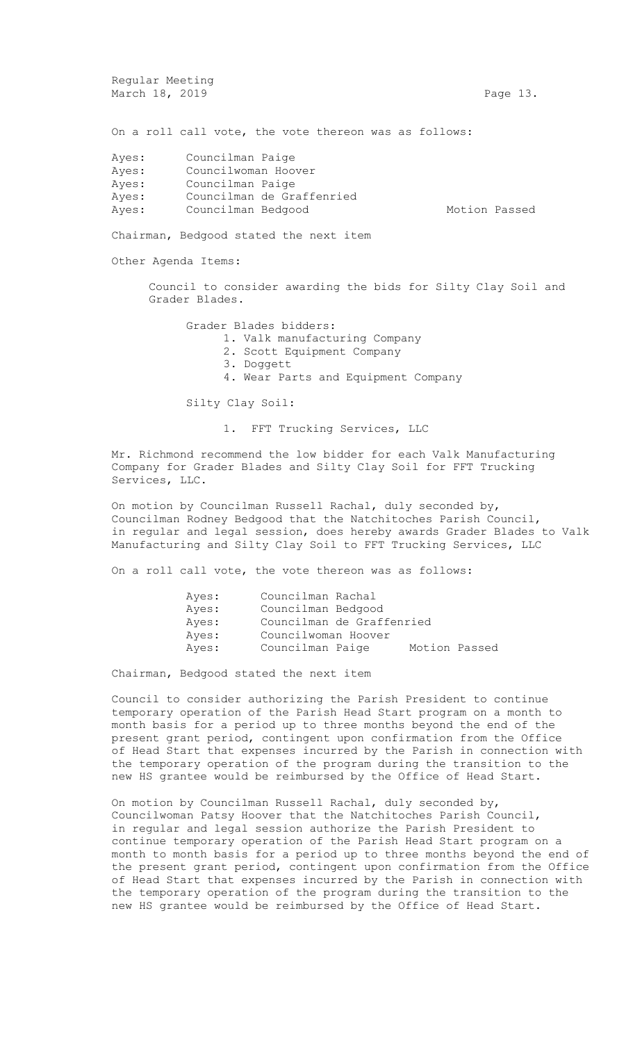On a roll call vote, the vote thereon was as follows:

Ayes: Councilman Paige
Ayes: Councilwoman Hoover
Ayes: Councilman Paige
Ayes: Councilman de Graffenried
Ayes: Councilman Bedgood Motion Passed

Chairman, Bedgood stated the next item

Other Agenda Items:

Council to consider awarding the bids for Silty Clay Soil and Grader Blades.

Grader Blades bidders:

1. Valk manufacturing Company
2. Scott Equipment Company
3. Doggett
4. Wear Parts and Equipment Company

Silty Clay Soil:

1. FFT Trucking Services, LLC

Mr. Richmond recommend the low bidder for each Valk Manufacturing Company for Grader Blades and Silty Clay Soil for FFT Trucking Services, LLC.

On motion by Councilman Russell Rachal, duly seconded by, Councilman Rodney Bedgood that the Natchitoches Parish Council, in regular and legal session, does hereby awards Grader Blades to Valk Manufacturing and Silty Clay Soil to FFT Trucking Services, LLC

On a roll call vote, the vote thereon was as follows:

Ayes: Councilman Rachal
Ayes: Councilman Bedgood
Ayes: Councilman de Graffenried
Ayes: Councilwoman Hoover
Ayes: Councilman Paige Motion Passed

Chairman, Bedgood stated the next item

Council to consider authorizing the Parish President to continue temporary operation of the Parish Head Start program on a month to month basis for a period up to three months beyond the end of the present grant period, contingent upon confirmation from the Office of Head Start that expenses incurred by the Parish in connection with the temporary operation of the program during the transition to the new HS grantee would be reimbursed by the Office of Head Start.

On motion by Councilman Russell Rachal, duly seconded by, Councilwoman Patsy Hoover that the Natchitoches Parish Council, in regular and legal session authorize the Parish President to continue temporary operation of the Parish Head Start program on a month to month basis for a period up to three months beyond the end of the present grant period, contingent upon confirmation from the Office of Head Start that expenses incurred by the Parish in connection with the temporary operation of the program during the transition to the new HS grantee would be reimbursed by the Office of Head Start.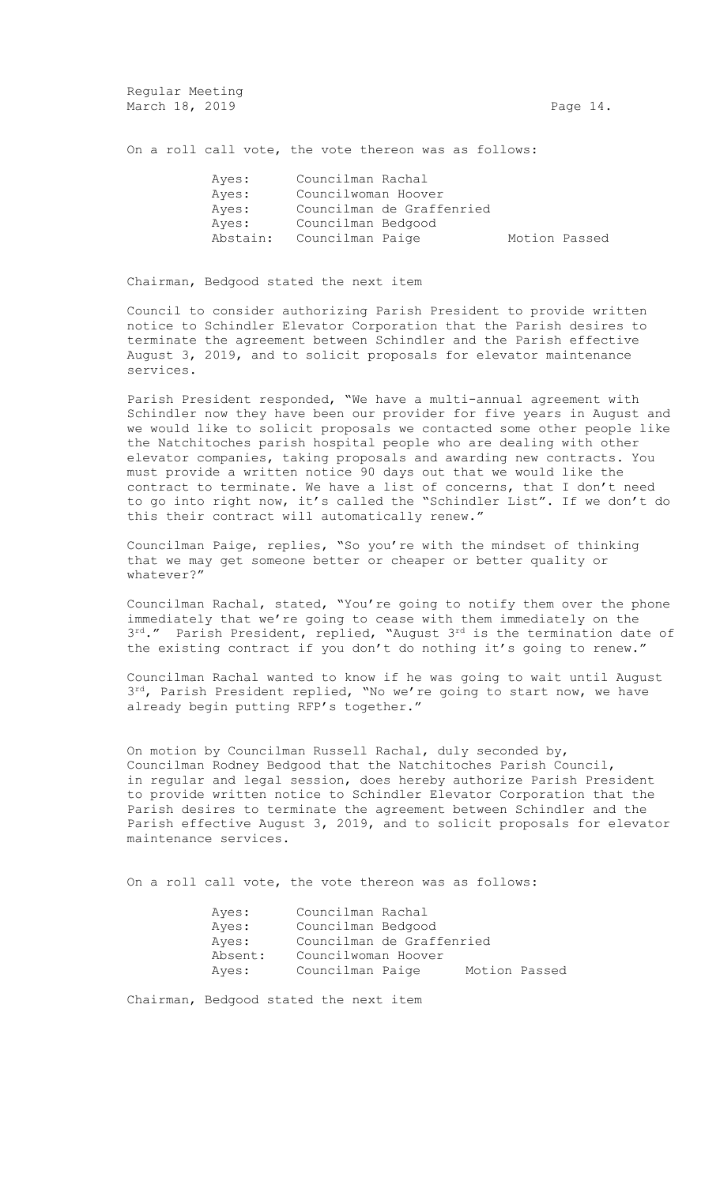On a roll call vote, the vote thereon was as follows:

| | | |
|---|---|---|
| Ayes: | Councilman Rachal | |
| Ayes: | Councilwoman Hoover | |
| Ayes: | Councilman de Graffenried | |
| Ayes: | Councilman Bedgood | |
| Abstain: | Councilman Paige | Motion Passed |

Chairman, Bedgood stated the next item

Council to consider authorizing Parish President to provide written notice to Schindler Elevator Corporation that the Parish desires to terminate the agreement between Schindler and the Parish effective August 3, 2019, and to solicit proposals for elevator maintenance services.

Parish President responded, "We have a multi-annual agreement with Schindler now they have been our provider for five years in August and we would like to solicit proposals we contacted some other people like the Natchitoches parish hospital people who are dealing with other elevator companies, taking proposals and awarding new contracts. You must provide a written notice 90 days out that we would like the contract to terminate. We have a list of concerns, that I don't need to go into right now, it's called the "Schindler List". If we don't do this their contract will automatically renew."

Councilman Paige, replies, "So you're with the mindset of thinking that we may get someone better or cheaper or better quality or whatever?"

Councilman Rachal, stated, "You're going to notify them over the phone immediately that we're going to cease with them immediately on the 3rd." Parish President, replied, "August 3rd is the termination date of the existing contract if you don't do nothing it's going to renew."

Councilman Rachal wanted to know if he was going to wait until August 3rd, Parish President replied, "No we're going to start now, we have already begin putting RFP's together."

On motion by Councilman Russell Rachal, duly seconded by, Councilman Rodney Bedgood that the Natchitoches Parish Council, in regular and legal session, does hereby authorize Parish President to provide written notice to Schindler Elevator Corporation that the Parish desires to terminate the agreement between Schindler and the Parish effective August 3, 2019, and to solicit proposals for elevator maintenance services.

On a roll call vote, the vote thereon was as follows:

| | | |
|---|---|---|
| Ayes: | Councilman Rachal | |
| Ayes: | Councilman Bedgood | |
| Ayes: | Councilman de Graffenried | |
| Absent: | Councilwoman Hoover | |
| Ayes: | Councilman Paige | Motion Passed |

Chairman, Bedgood stated the next item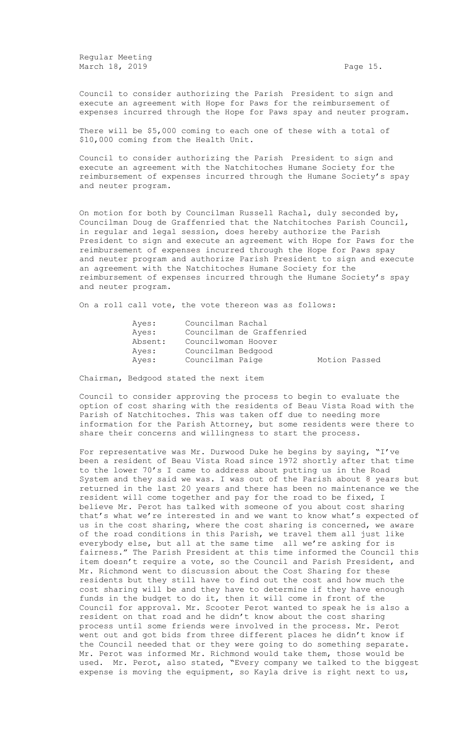Council to consider authorizing the Parish President to sign and execute an agreement with Hope for Paws for the reimbursement of expenses incurred through the Hope for Paws spay and neuter program.

There will be $5,000 coming to each one of these with a total of $10,000 coming from the Health Unit.

Council to consider authorizing the Parish President to sign and execute an agreement with the Natchitoches Humane Society for the reimbursement of expenses incurred through the Humane Society's spay and neuter program.

On motion for both by Councilman Russell Rachal, duly seconded by, Councilman Doug de Graffenried that the Natchitoches Parish Council, in regular and legal session, does hereby authorize the Parish President to sign and execute an agreement with Hope for Paws for the reimbursement of expenses incurred through the Hope for Paws spay and neuter program and authorize Parish President to sign and execute an agreement with the Natchitoches Humane Society for the reimbursement of expenses incurred through the Humane Society's spay and neuter program.

On a roll call vote, the vote thereon was as follows:

| | | |
|---|---|---|
| Ayes: | Councilman Rachal | |
| Ayes: | Councilman de Graffenried | |
| Absent: | Councilwoman Hoover | |
| Ayes: | Councilman Bedgood | |
| Ayes: | Councilman Paige | Motion Passed |

Chairman, Bedgood stated the next item

Council to consider approving the process to begin to evaluate the option of cost sharing with the residents of Beau Vista Road with the Parish of Natchitoches. This was taken off due to needing more information for the Parish Attorney, but some residents were there to share their concerns and willingness to start the process.

For representative was Mr. Durwood Duke he begins by saying, "I've been a resident of Beau Vista Road since 1972 shortly after that time to the lower 70's I came to address about putting us in the Road System and they said we was. I was out of the Parish about 8 years but returned in the last 20 years and there has been no maintenance we the resident will come together and pay for the road to be fixed, I believe Mr. Perot has talked with someone of you about cost sharing that's what we're interested in and we want to know what's expected of us in the cost sharing, where the cost sharing is concerned, we aware of the road conditions in this Parish, we travel them all just like everybody else, but all at the same time all we're asking for is fairness." The Parish President at this time informed the Council this item doesn't require a vote, so the Council and Parish President, and Mr. Richmond went to discussion about the Cost Sharing for these residents but they still have to find out the cost and how much the cost sharing will be and they have to determine if they have enough funds in the budget to do it, then it will come in front of the Council for approval. Mr. Scooter Perot wanted to speak he is also a resident on that road and he didn't know about the cost sharing process until some friends were involved in the process. Mr. Perot went out and got bids from three different places he didn't know if the Council needed that or they were going to do something separate. Mr. Perot was informed Mr. Richmond would take them, those would be used. Mr. Perot, also stated, "Every company we talked to the biggest expense is moving the equipment, so Kayla drive is right next to us,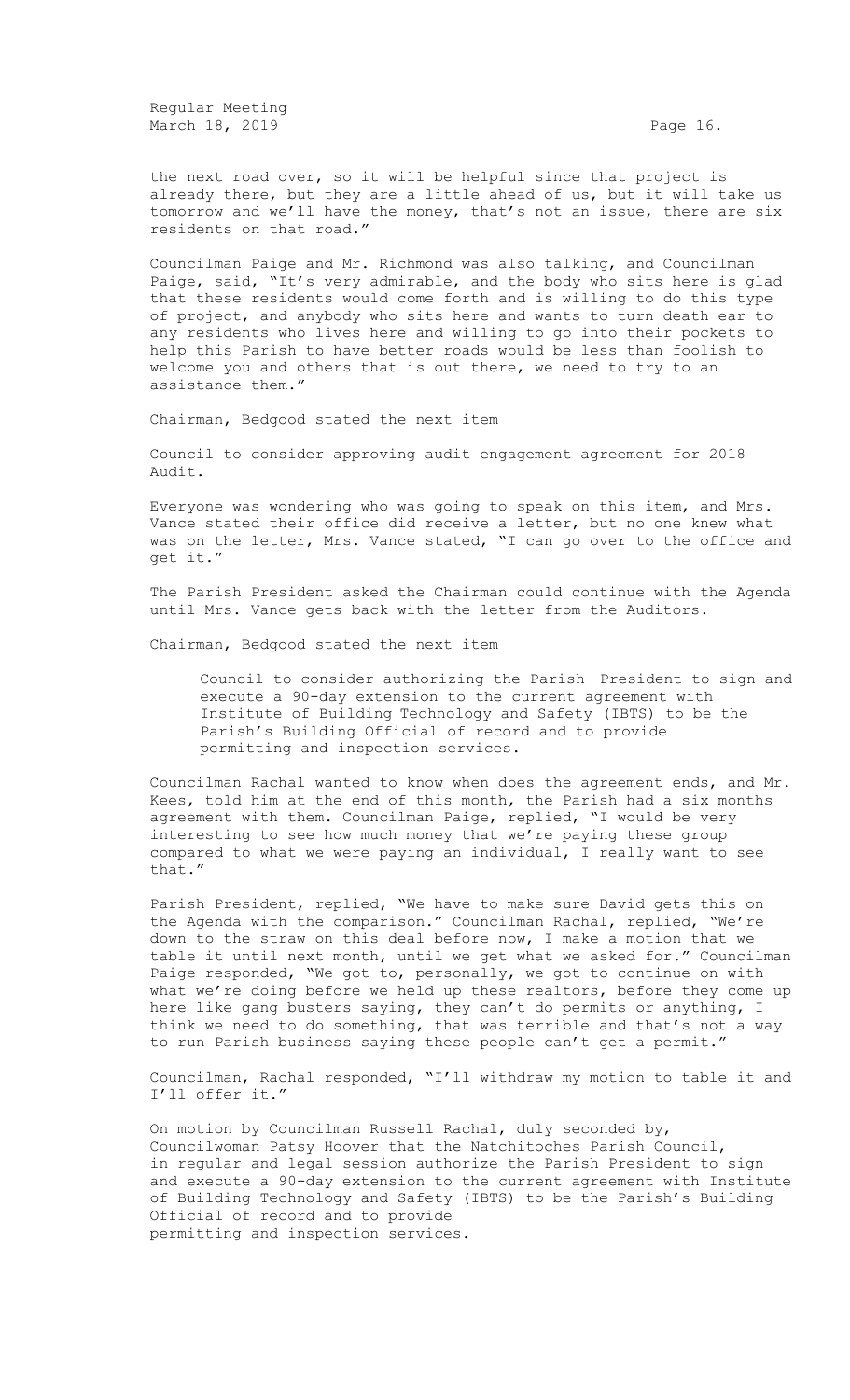the next road over, so it will be helpful since that project is already there, but they are a little ahead of us, but it will take us tomorrow and we'll have the money, that's not an issue, there are six residents on that road."

Councilman Paige and Mr. Richmond was also talking, and Councilman Paige, said, "It's very admirable, and the body who sits here is glad that these residents would come forth and is willing to do this type of project, and anybody who sits here and wants to turn death ear to any residents who lives here and willing to go into their pockets to help this Parish to have better roads would be less than foolish to welcome you and others that is out there, we need to try to an assistance them."

Chairman, Bedgood stated the next item

Council to consider approving audit engagement agreement for 2018 Audit.

Everyone was wondering who was going to speak on this item, and Mrs. Vance stated their office did receive a letter, but no one knew what was on the letter, Mrs. Vance stated, "I can go over to the office and get it."

The Parish President asked the Chairman could continue with the Agenda until Mrs. Vance gets back with the letter from the Auditors.

Chairman, Bedgood stated the next item

> Council to consider authorizing the Parish President to sign and execute a 90-day extension to the current agreement with Institute of Building Technology and Safety (IBTS) to be the Parish's Building Official of record and to provide permitting and inspection services.

Councilman Rachal wanted to know when does the agreement ends, and Mr. Kees, told him at the end of this month, the Parish had a six months agreement with them. Councilman Paige, replied, "I would be very interesting to see how much money that we're paying these group compared to what we were paying an individual, I really want to see that."

Parish President, replied, "We have to make sure David gets this on the Agenda with the comparison." Councilman Rachal, replied, "We're down to the straw on this deal before now, I make a motion that we table it until next month, until we get what we asked for." Councilman Paige responded, "We got to, personally, we got to continue on with what we're doing before we held up these realtors, before they come up here like gang busters saying, they can't do permits or anything, I think we need to do something, that was terrible and that's not a way to run Parish business saying these people can't get a permit."

Councilman, Rachal responded, "I'll withdraw my motion to table it and I'll offer it."

On motion by Councilman Russell Rachal, duly seconded by, Councilwoman Patsy Hoover that the Natchitoches Parish Council, in regular and legal session authorize the Parish President to sign and execute a 90-day extension to the current agreement with Institute of Building Technology and Safety (IBTS) to be the Parish's Building Official of record and to provide permitting and inspection services.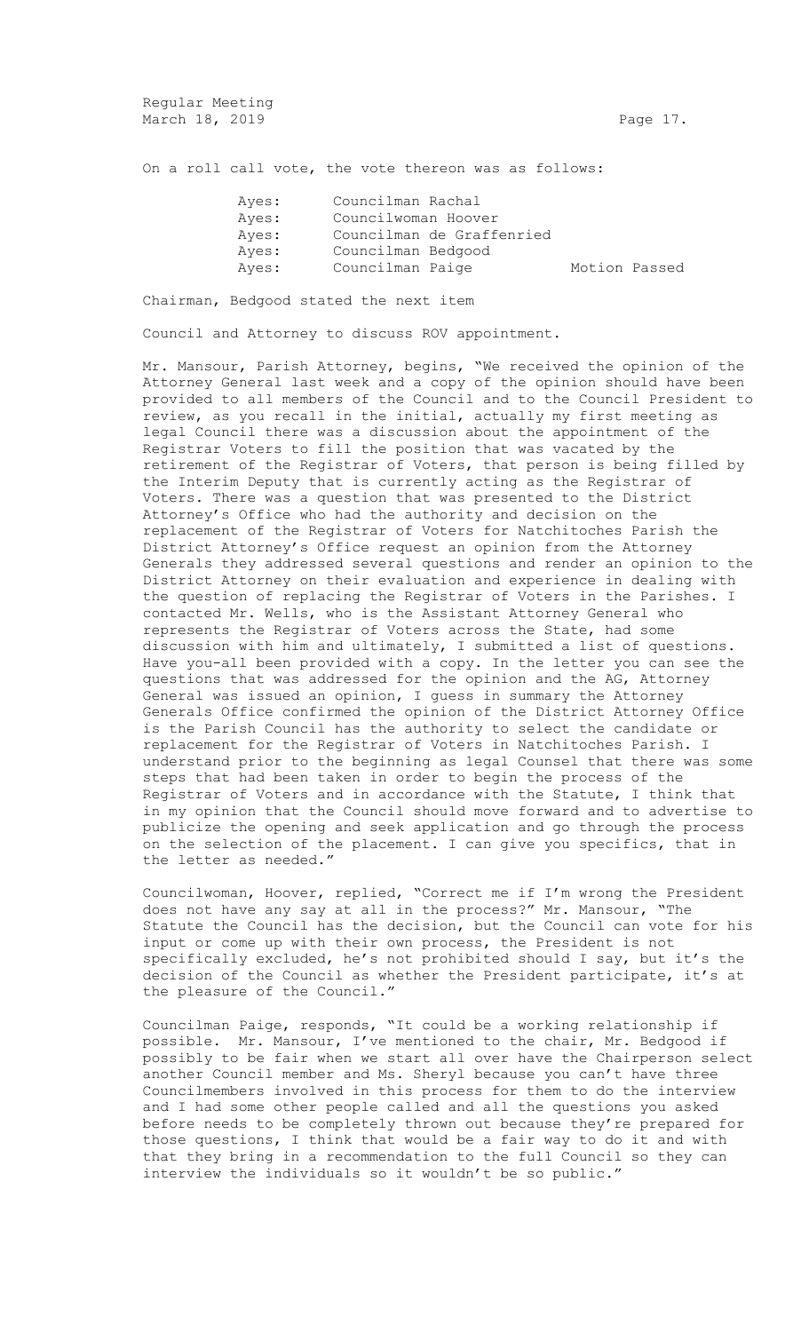On a roll call vote, the vote thereon was as follows:

| | | |
|---|---|---|
| Ayes: | Councilman Rachal | |
| Ayes: | Councilwoman Hoover | |
| Ayes: | Councilman de Graffenried | |
| Ayes: | Councilman Bedgood | |
| Ayes: | Councilman Paige | Motion Passed |

Chairman, Bedgood stated the next item

Council and Attorney to discuss ROV appointment.

Mr. Mansour, Parish Attorney, begins, "We received the opinion of the Attorney General last week and a copy of the opinion should have been provided to all members of the Council and to the Council President to review, as you recall in the initial, actually my first meeting as legal Council there was a discussion about the appointment of the Registrar Voters to fill the position that was vacated by the retirement of the Registrar of Voters, that person is being filled by the Interim Deputy that is currently acting as the Registrar of Voters. There was a question that was presented to the District Attorney's Office who had the authority and decision on the replacement of the Registrar of Voters for Natchitoches Parish the District Attorney's Office request an opinion from the Attorney Generals they addressed several questions and render an opinion to the District Attorney on their evaluation and experience in dealing with the question of replacing the Registrar of Voters in the Parishes. I contacted Mr. Wells, who is the Assistant Attorney General who represents the Registrar of Voters across the State, had some discussion with him and ultimately, I submitted a list of questions. Have you-all been provided with a copy. In the letter you can see the questions that was addressed for the opinion and the AG, Attorney General was issued an opinion, I guess in summary the Attorney Generals Office confirmed the opinion of the District Attorney Office is the Parish Council has the authority to select the candidate or replacement for the Registrar of Voters in Natchitoches Parish. I understand prior to the beginning as legal Counsel that there was some steps that had been taken in order to begin the process of the Registrar of Voters and in accordance with the Statute, I think that in my opinion that the Council should move forward and to advertise to publicize the opening and seek application and go through the process on the selection of the placement. I can give you specifics, that in the letter as needed."

Councilwoman, Hoover, replied, "Correct me if I'm wrong the President does not have any say at all in the process?" Mr. Mansour, "The Statute the Council has the decision, but the Council can vote for his input or come up with their own process, the President is not specifically excluded, he's not prohibited should I say, but it's the decision of the Council as whether the President participate, it's at the pleasure of the Council."

Councilman Paige, responds, "It could be a working relationship if possible. Mr. Mansour, I've mentioned to the chair, Mr. Bedgood if possibly to be fair when we start all over have the Chairperson select another Council member and Ms. Sheryl because you can't have three Councilmembers involved in this process for them to do the interview and I had some other people called and all the questions you asked before needs to be completely thrown out because they're prepared for those questions, I think that would be a fair way to do it and with that they bring in a recommendation to the full Council so they can interview the individuals so it wouldn't be so public."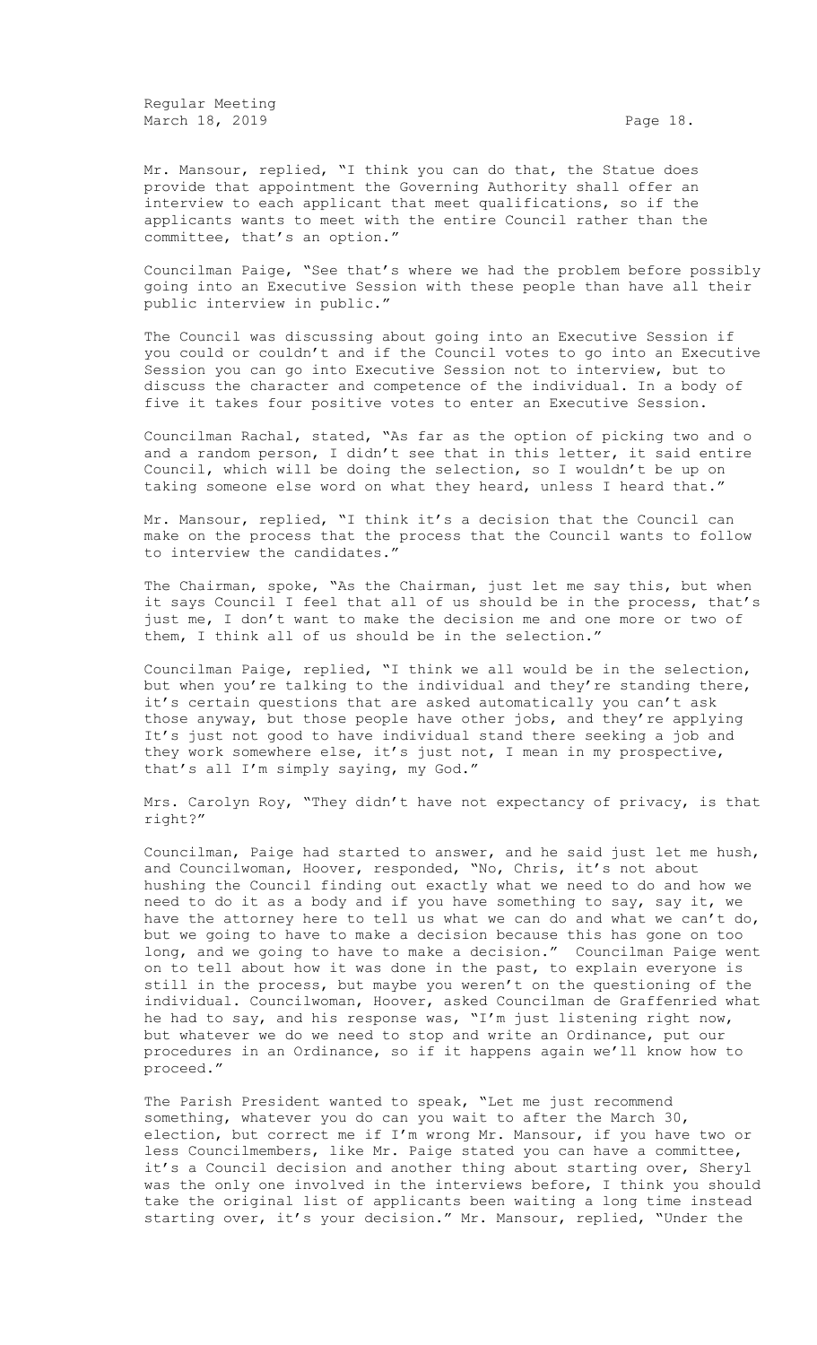Mr. Mansour, replied, "I think you can do that, the Statue does provide that appointment the Governing Authority shall offer an interview to each applicant that meet qualifications, so if the applicants wants to meet with the entire Council rather than the committee, that's an option."

Councilman Paige, "See that's where we had the problem before possibly going into an Executive Session with these people than have all their public interview in public."

The Council was discussing about going into an Executive Session if you could or couldn't and if the Council votes to go into an Executive Session you can go into Executive Session not to interview, but to discuss the character and competence of the individual. In a body of five it takes four positive votes to enter an Executive Session.

Councilman Rachal, stated, "As far as the option of picking two and o and a random person, I didn't see that in this letter, it said entire Council, which will be doing the selection, so I wouldn't be up on taking someone else word on what they heard, unless I heard that."

Mr. Mansour, replied, "I think it's a decision that the Council can make on the process that the process that the Council wants to follow to interview the candidates."

The Chairman, spoke, "As the Chairman, just let me say this, but when it says Council I feel that all of us should be in the process, that's just me, I don't want to make the decision me and one more or two of them, I think all of us should be in the selection."

Councilman Paige, replied, "I think we all would be in the selection, but when you're talking to the individual and they're standing there, it's certain questions that are asked automatically you can't ask those anyway, but those people have other jobs, and they're applying It's just not good to have individual stand there seeking a job and they work somewhere else, it's just not, I mean in my prospective, that's all I'm simply saying, my God."

Mrs. Carolyn Roy, "They didn't have not expectancy of privacy, is that right?"

Councilman, Paige had started to answer, and he said just let me hush, and Councilwoman, Hoover, responded, "No, Chris, it's not about hushing the Council finding out exactly what we need to do and how we need to do it as a body and if you have something to say, say it, we have the attorney here to tell us what we can do and what we can't do, but we going to have to make a decision because this has gone on too long, and we going to have to make a decision." Councilman Paige went on to tell about how it was done in the past, to explain everyone is still in the process, but maybe you weren't on the questioning of the individual. Councilwoman, Hoover, asked Councilman de Graffenried what he had to say, and his response was, "I'm just listening right now, but whatever we do we need to stop and write an Ordinance, put our procedures in an Ordinance, so if it happens again we'll know how to proceed."

The Parish President wanted to speak, "Let me just recommend something, whatever you do can you wait to after the March 30, election, but correct me if I'm wrong Mr. Mansour, if you have two or less Councilmembers, like Mr. Paige stated you can have a committee, it's a Council decision and another thing about starting over, Sheryl was the only one involved in the interviews before, I think you should take the original list of applicants been waiting a long time instead starting over, it's your decision." Mr. Mansour, replied, "Under the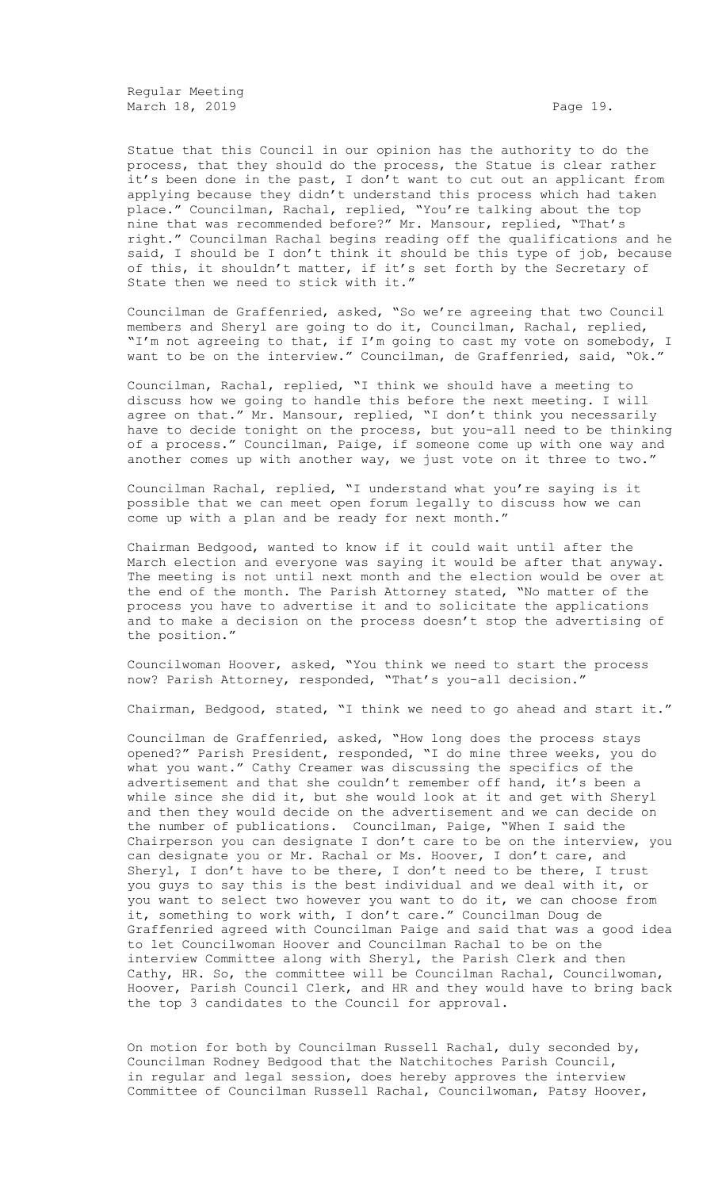Statue that this Council in our opinion has the authority to do the process, that they should do the process, the Statue is clear rather it's been done in the past, I don't want to cut out an applicant from applying because they didn't understand this process which had taken place." Councilman, Rachal, replied, "You're talking about the top nine that was recommended before?" Mr. Mansour, replied, "That's right." Councilman Rachal begins reading off the qualifications and he said, I should be I don't think it should be this type of job, because of this, it shouldn't matter, if it's set forth by the Secretary of State then we need to stick with it."

Councilman de Graffenried, asked, "So we're agreeing that two Council members and Sheryl are going to do it, Councilman, Rachal, replied, "I'm not agreeing to that, if I'm going to cast my vote on somebody, I want to be on the interview." Councilman, de Graffenried, said, "Ok."

Councilman, Rachal, replied, "I think we should have a meeting to discuss how we going to handle this before the next meeting. I will agree on that." Mr. Mansour, replied, "I don't think you necessarily have to decide tonight on the process, but you-all need to be thinking of a process." Councilman, Paige, if someone come up with one way and another comes up with another way, we just vote on it three to two."

Councilman Rachal, replied, "I understand what you're saying is it possible that we can meet open forum legally to discuss how we can come up with a plan and be ready for next month."

Chairman Bedgood, wanted to know if it could wait until after the March election and everyone was saying it would be after that anyway. The meeting is not until next month and the election would be over at the end of the month. The Parish Attorney stated, "No matter of the process you have to advertise it and to solicitate the applications and to make a decision on the process doesn't stop the advertising of the position."

Councilwoman Hoover, asked, "You think we need to start the process now? Parish Attorney, responded, "That's you-all decision."

Chairman, Bedgood, stated, "I think we need to go ahead and start it."

Councilman de Graffenried, asked, "How long does the process stays opened?" Parish President, responded, "I do mine three weeks, you do what you want." Cathy Creamer was discussing the specifics of the advertisement and that she couldn't remember off hand, it's been a while since she did it, but she would look at it and get with Sheryl and then they would decide on the advertisement and we can decide on the number of publications. Councilman, Paige, "When I said the Chairperson you can designate I don't care to be on the interview, you can designate you or Mr. Rachal or Ms. Hoover, I don't care, and Sheryl, I don't have to be there, I don't need to be there, I trust you guys to say this is the best individual and we deal with it, or you want to select two however you want to do it, we can choose from it, something to work with, I don't care." Councilman Doug de Graffenried agreed with Councilman Paige and said that was a good idea to let Councilwoman Hoover and Councilman Rachal to be on the interview Committee along with Sheryl, the Parish Clerk and then Cathy, HR. So, the committee will be Councilman Rachal, Councilwoman, Hoover, Parish Council Clerk, and HR and they would have to bring back the top 3 candidates to the Council for approval.

On motion for both by Councilman Russell Rachal, duly seconded by, Councilman Rodney Bedgood that the Natchitoches Parish Council, in regular and legal session, does hereby approves the interview Committee of Councilman Russell Rachal, Councilwoman, Patsy Hoover,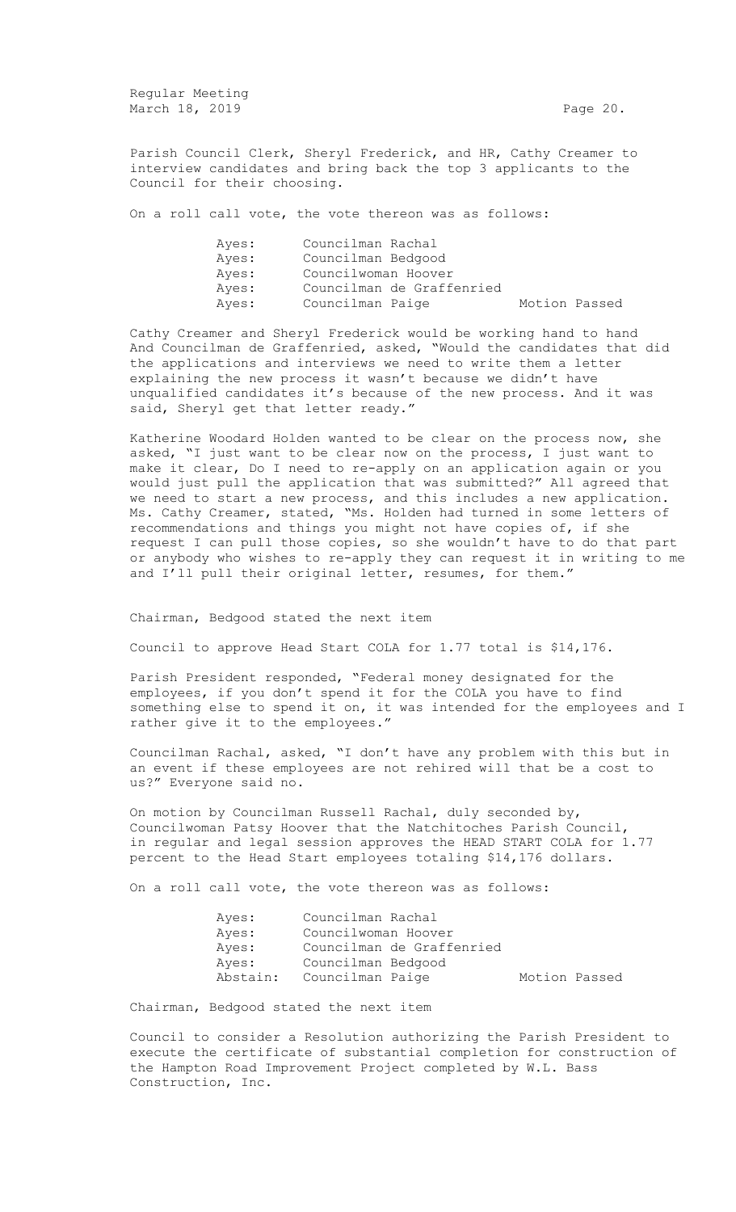Parish Council Clerk, Sheryl Frederick, and HR, Cathy Creamer to interview candidates and bring back the top 3 applicants to the Council for their choosing.

On a roll call vote, the vote thereon was as follows:

| | | |
|---|---|---|
| Ayes: | Councilman Rachal | |
| Ayes: | Councilman Bedgood | |
| Ayes: | Councilwoman Hoover | |
| Ayes: | Councilman de Graffenried | |
| Ayes: | Councilman Paige | Motion Passed |

Cathy Creamer and Sheryl Frederick would be working hand to hand And Councilman de Graffenried, asked, "Would the candidates that did the applications and interviews we need to write them a letter explaining the new process it wasn't because we didn't have unqualified candidates it's because of the new process. And it was said, Sheryl get that letter ready."

Katherine Woodard Holden wanted to be clear on the process now, she asked, "I just want to be clear now on the process, I just want to make it clear, Do I need to re-apply on an application again or you would just pull the application that was submitted?" All agreed that we need to start a new process, and this includes a new application. Ms. Cathy Creamer, stated, "Ms. Holden had turned in some letters of recommendations and things you might not have copies of, if she request I can pull those copies, so she wouldn't have to do that part or anybody who wishes to re-apply they can request it in writing to me and I'll pull their original letter, resumes, for them."

Chairman, Bedgood stated the next item

Council to approve Head Start COLA for 1.77 total is $14,176.

Parish President responded, "Federal money designated for the employees, if you don't spend it for the COLA you have to find something else to spend it on, it was intended for the employees and I rather give it to the employees."

Councilman Rachal, asked, "I don't have any problem with this but in an event if these employees are not rehired will that be a cost to us?" Everyone said no.

On motion by Councilman Russell Rachal, duly seconded by, Councilwoman Patsy Hoover that the Natchitoches Parish Council, in regular and legal session approves the HEAD START COLA for 1.77 percent to the Head Start employees totaling $14,176 dollars.

On a roll call vote, the vote thereon was as follows:

| | | |
|---|---|---|
| Ayes: | Councilman Rachal | |
| Ayes: | Councilwoman Hoover | |
| Ayes: | Councilman de Graffenried | |
| Ayes: | Councilman Bedgood | |
| Abstain: | Councilman Paige | Motion Passed |

Chairman, Bedgood stated the next item

Council to consider a Resolution authorizing the Parish President to execute the certificate of substantial completion for construction of the Hampton Road Improvement Project completed by W.L. Bass Construction, Inc.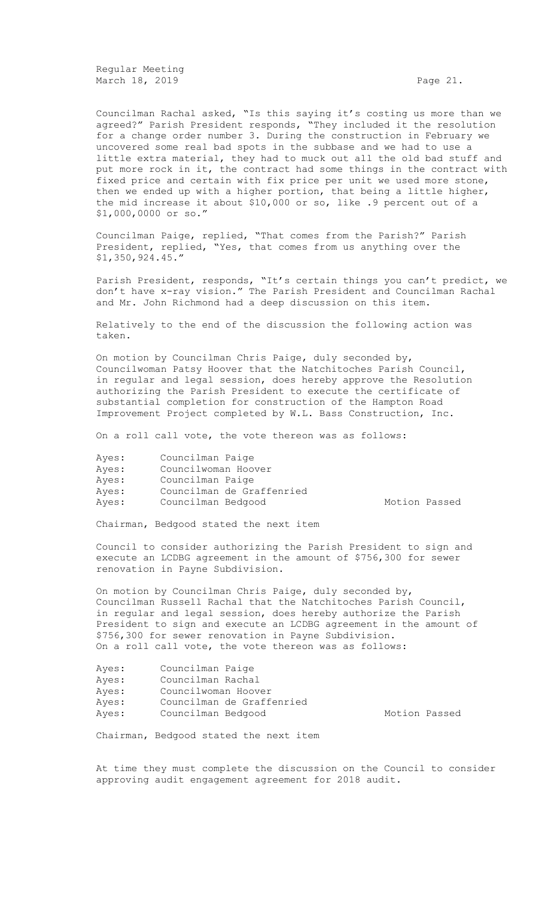Councilman Rachal asked, "Is this saying it's costing us more than we agreed?" Parish President responds, "They included it the resolution for a change order number 3. During the construction in February we uncovered some real bad spots in the subbase and we had to use a little extra material, they had to muck out all the old bad stuff and put more rock in it, the contract had some things in the contract with fixed price and certain with fix price per unit we used more stone, then we ended up with a higher portion, that being a little higher, the mid increase it about $10,000 or so, like .9 percent out of a $1,000,0000 or so."

Councilman Paige, replied, "That comes from the Parish?" Parish President, replied, "Yes, that comes from us anything over the $1,350,924.45."

Parish President, responds, "It's certain things you can't predict, we don't have x-ray vision." The Parish President and Councilman Rachal and Mr. John Richmond had a deep discussion on this item.

Relatively to the end of the discussion the following action was taken.

On motion by Councilman Chris Paige, duly seconded by, Councilwoman Patsy Hoover that the Natchitoches Parish Council, in regular and legal session, does hereby approve the Resolution authorizing the Parish President to execute the certificate of substantial completion for construction of the Hampton Road Improvement Project completed by W.L. Bass Construction, Inc.

On a roll call vote, the vote thereon was as follows:

| | | |
|---|---|---|
| Ayes: | Councilman Paige | |
| Ayes: | Councilwoman Hoover | |
| Ayes: | Councilman Paige | |
| Ayes: | Councilman de Graffenried | |
| Ayes: | Councilman Bedgood | Motion Passed |

Chairman, Bedgood stated the next item

Council to consider authorizing the Parish President to sign and execute an LCDBG agreement in the amount of $756,300 for sewer renovation in Payne Subdivision.

On motion by Councilman Chris Paige, duly seconded by, Councilman Russell Rachal that the Natchitoches Parish Council, in regular and legal session, does hereby authorize the Parish President to sign and execute an LCDBG agreement in the amount of $756,300 for sewer renovation in Payne Subdivision.
On a roll call vote, the vote thereon was as follows:

| | | |
|---|---|---|
| Ayes: | Councilman Paige | |
| Ayes: | Councilman Rachal | |
| Ayes: | Councilwoman Hoover | |
| Ayes: | Councilman de Graffenried | |
| Ayes: | Councilman Bedgood | Motion Passed |

Chairman, Bedgood stated the next item

At time they must complete the discussion on the Council to consider approving audit engagement agreement for 2018 audit.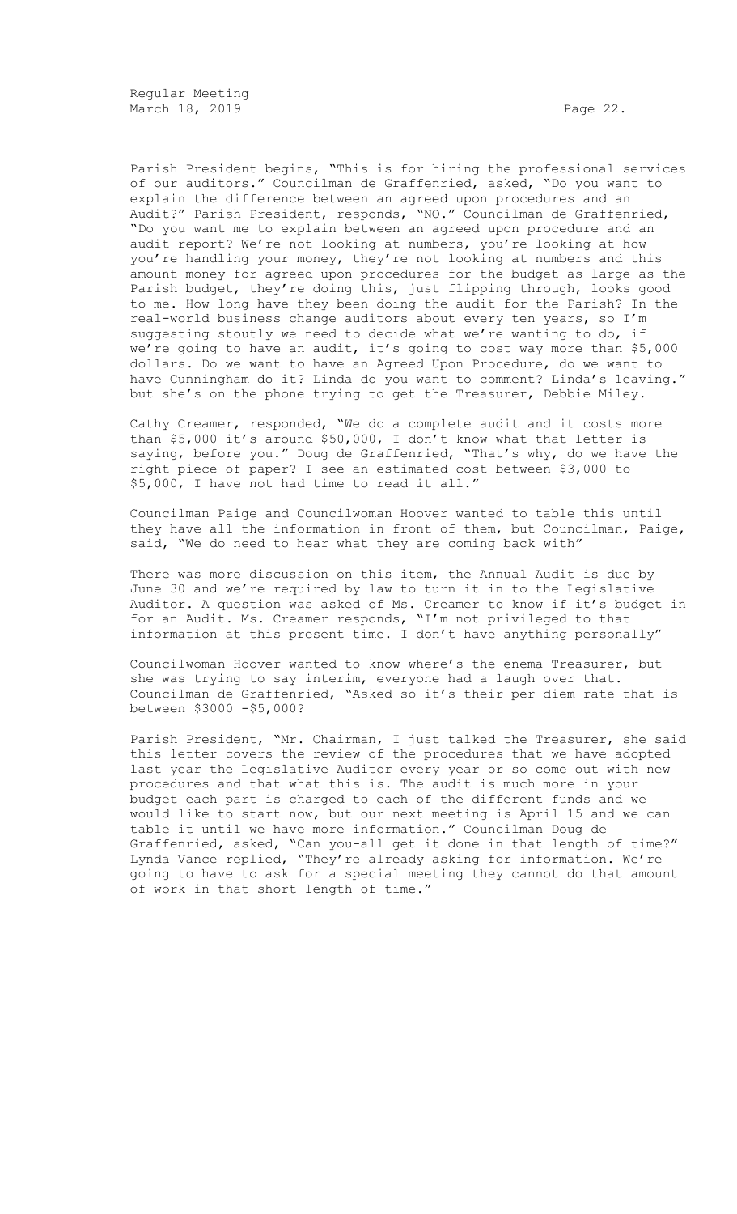Parish President begins, "This is for hiring the professional services of our auditors." Councilman de Graffenried, asked, "Do you want to explain the difference between an agreed upon procedures and an Audit?" Parish President, responds, "NO." Councilman de Graffenried, "Do you want me to explain between an agreed upon procedure and an audit report? We're not looking at numbers, you're looking at how you're handling your money, they're not looking at numbers and this amount money for agreed upon procedures for the budget as large as the Parish budget, they're doing this, just flipping through, looks good to me. How long have they been doing the audit for the Parish? In the real-world business change auditors about every ten years, so I'm suggesting stoutly we need to decide what we're wanting to do, if we're going to have an audit, it's going to cost way more than $5,000 dollars. Do we want to have an Agreed Upon Procedure, do we want to have Cunningham do it? Linda do you want to comment? Linda's leaving." but she's on the phone trying to get the Treasurer, Debbie Miley.

Cathy Creamer, responded, "We do a complete audit and it costs more than $5,000 it's around $50,000, I don't know what that letter is saying, before you." Doug de Graffenried, "That's why, do we have the right piece of paper? I see an estimated cost between $3,000 to $5,000, I have not had time to read it all."

Councilman Paige and Councilwoman Hoover wanted to table this until they have all the information in front of them, but Councilman, Paige, said, "We do need to hear what they are coming back with"

There was more discussion on this item, the Annual Audit is due by June 30 and we're required by law to turn it in to the Legislative Auditor. A question was asked of Ms. Creamer to know if it's budget in for an Audit. Ms. Creamer responds, "I'm not privileged to that information at this present time. I don't have anything personally"

Councilwoman Hoover wanted to know where's the enema Treasurer, but she was trying to say interim, everyone had a laugh over that. Councilman de Graffenried, "Asked so it's their per diem rate that is between $3000 -$5,000?

Parish President, "Mr. Chairman, I just talked the Treasurer, she said this letter covers the review of the procedures that we have adopted last year the Legislative Auditor every year or so come out with new procedures and that what this is. The audit is much more in your budget each part is charged to each of the different funds and we would like to start now, but our next meeting is April 15 and we can table it until we have more information." Councilman Doug de Graffenried, asked, "Can you-all get it done in that length of time?" Lynda Vance replied, "They're already asking for information. We're going to have to ask for a special meeting they cannot do that amount of work in that short length of time."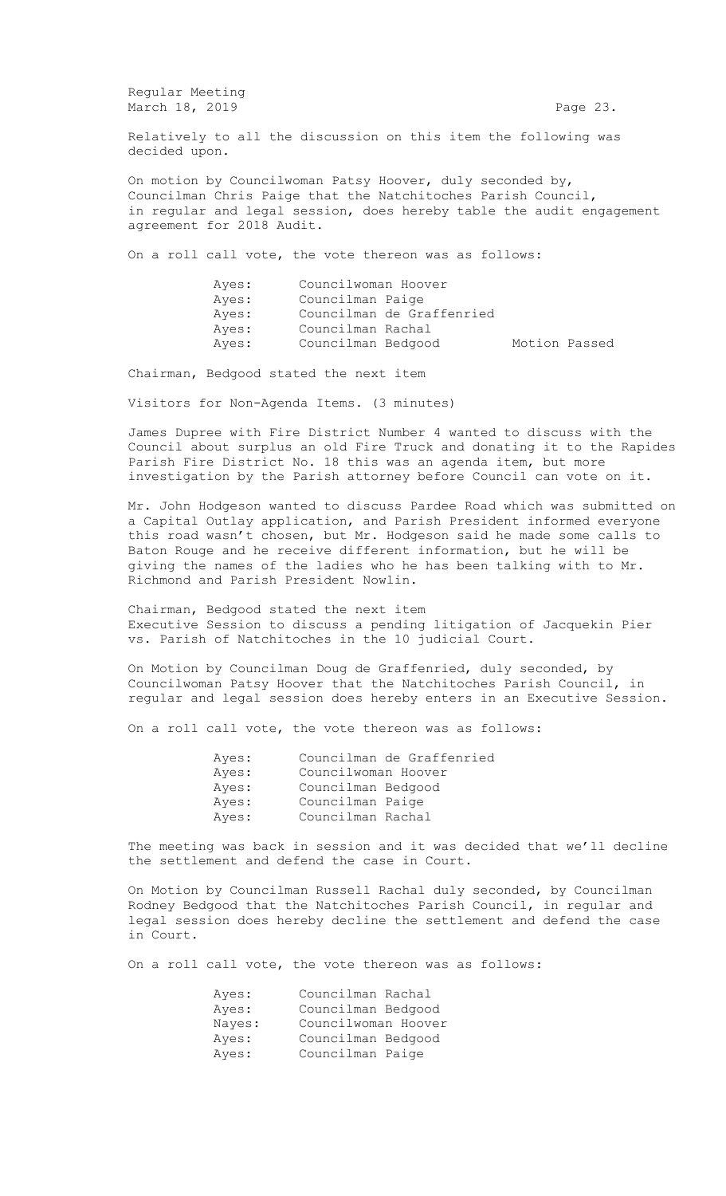Relatively to all the discussion on this item the following was decided upon.

On motion by Councilwoman Patsy Hoover, duly seconded by, Councilman Chris Paige that the Natchitoches Parish Council, in regular and legal session, does hereby table the audit engagement agreement for 2018 Audit.

On a roll call vote, the vote thereon was as follows:

| | | |
|---|---|---|
| Ayes: | Councilwoman Hoover | |
| Ayes: | Councilman Paige | |
| Ayes: | Councilman de Graffenried | |
| Ayes: | Councilman Rachal | |
| Ayes: | Councilman Bedgood | Motion Passed |

Chairman, Bedgood stated the next item

Visitors for Non-Agenda Items. (3 minutes)

James Dupree with Fire District Number 4 wanted to discuss with the Council about surplus an old Fire Truck and donating it to the Rapides Parish Fire District No. 18 this was an agenda item, but more investigation by the Parish attorney before Council can vote on it.

Mr. John Hodgeson wanted to discuss Pardee Road which was submitted on a Capital Outlay application, and Parish President informed everyone this road wasn't chosen, but Mr. Hodgeson said he made some calls to Baton Rouge and he receive different information, but he will be giving the names of the ladies who he has been talking with to Mr. Richmond and Parish President Nowlin.

Chairman, Bedgood stated the next item
Executive Session to discuss a pending litigation of Jacquekin Pier vs. Parish of Natchitoches in the 10 judicial Court.

On Motion by Councilman Doug de Graffenried, duly seconded, by Councilwoman Patsy Hoover that the Natchitoches Parish Council, in regular and legal session does hereby enters in an Executive Session.

On a roll call vote, the vote thereon was as follows:

| | |
|---|---|
| Ayes: | Councilman de Graffenried |
| Ayes: | Councilwoman Hoover |
| Ayes: | Councilman Bedgood |
| Ayes: | Councilman Paige |
| Ayes: | Councilman Rachal |

The meeting was back in session and it was decided that we'll decline the settlement and defend the case in Court.

On Motion by Councilman Russell Rachal duly seconded, by Councilman Rodney Bedgood that the Natchitoches Parish Council, in regular and legal session does hereby decline the settlement and defend the case in Court.

On a roll call vote, the vote thereon was as follows:

| | |
|---|---|
| Ayes: | Councilman Rachal |
| Ayes: | Councilman Bedgood |
| Nayes: | Councilwoman Hoover |
| Ayes: | Councilman Bedgood |
| Ayes: | Councilman Paige |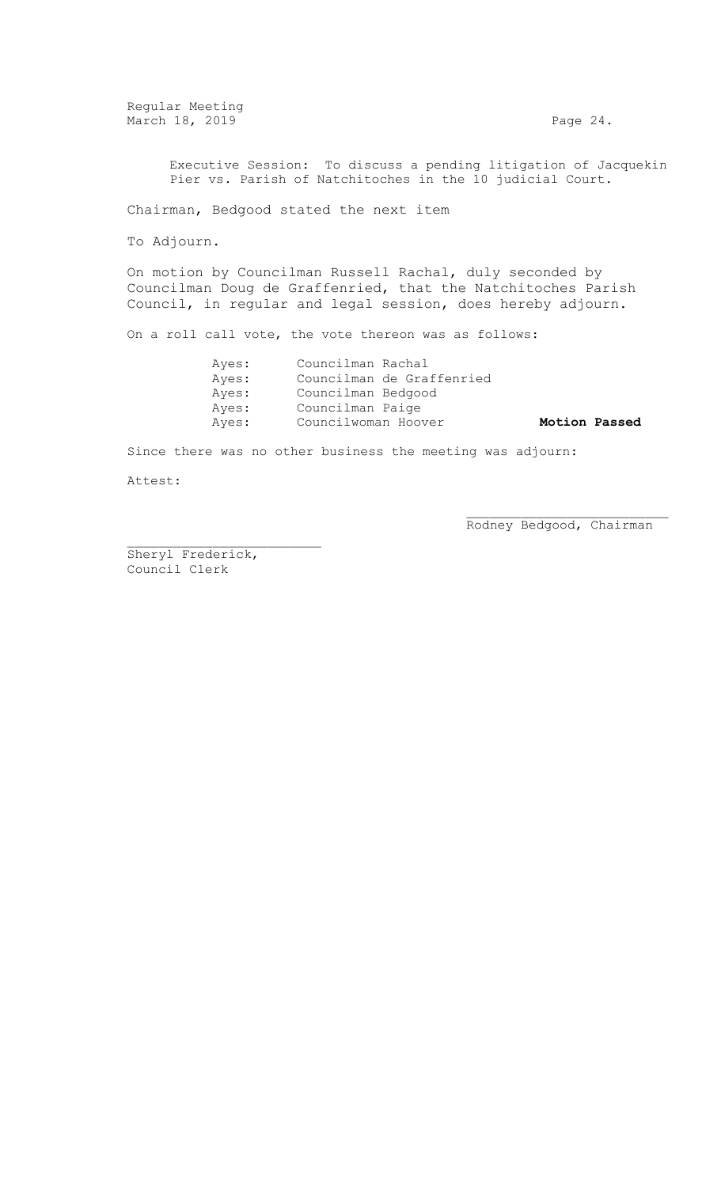Executive Session: To discuss a pending litigation of Jacquekin Pier vs. Parish of Natchitoches in the 10 judicial Court.

Chairman, Bedgood stated the next item

To Adjourn.

On motion by Councilman Russell Rachal, duly seconded by Councilman Doug de Graffenried, that the Natchitoches Parish Council, in regular and legal session, does hereby adjourn.

On a roll call vote, the vote thereon was as follows:

| | | |
|---|---|---|
| Ayes: | Councilman Rachal | |
| Ayes: | Councilman de Graffenried | |
| Ayes: | Councilman Bedgood | |
| Ayes: | Councilman Paige | |
| Ayes: | Councilwoman Hoover | **Motion Passed** |

Since there was no other business the meeting was adjourn:

Attest:

\_\_\_\_\_\_\_\_\_\_\_\_\_\_\_\_\_\_\_\_\_\_\_\_\_
Rodney Bedgood, Chairman

\_\_\_\_\_\_\_\_\_\_\_\_\_\_\_\_\_\_\_\_\_\_\_\_\_
Sheryl Frederick,
Council Clerk